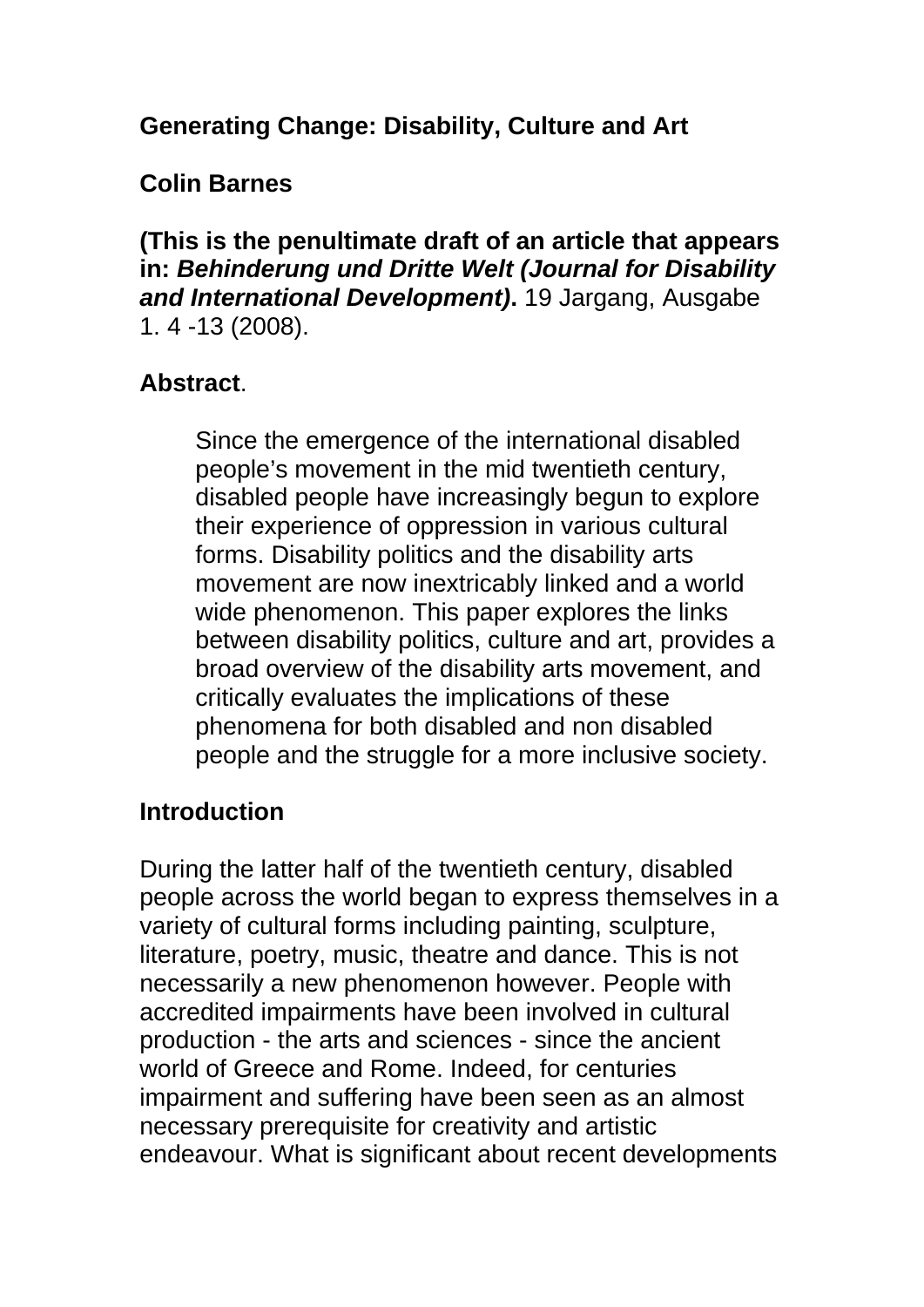**Generating Change: Disability, Culture and Art**

**Colin Barnes**

**(This is the penultimate draft of an article that appears in: *Behinderung und Dritte Welt (Journal for Disability and International Development)*.** 19 Jargang, Ausgabe 1. 4 -13 (2008).

**Abstract**.

> Since the emergence of the international disabled people's movement in the mid twentieth century, disabled people have increasingly begun to explore their experience of oppression in various cultural forms. Disability politics and the disability arts movement are now inextricably linked and a world wide phenomenon. This paper explores the links between disability politics, culture and art, provides a broad overview of the disability arts movement, and critically evaluates the implications of these phenomena for both disabled and non disabled people and the struggle for a more inclusive society.

**Introduction**

During the latter half of the twentieth century, disabled people across the world began to express themselves in a variety of cultural forms including painting, sculpture, literature, poetry, music, theatre and dance. This is not necessarily a new phenomenon however. People with accredited impairments have been involved in cultural production - the arts and sciences - since the ancient world of Greece and Rome. Indeed, for centuries impairment and suffering have been seen as an almost necessary prerequisite for creativity and artistic endeavour. What is significant about recent developments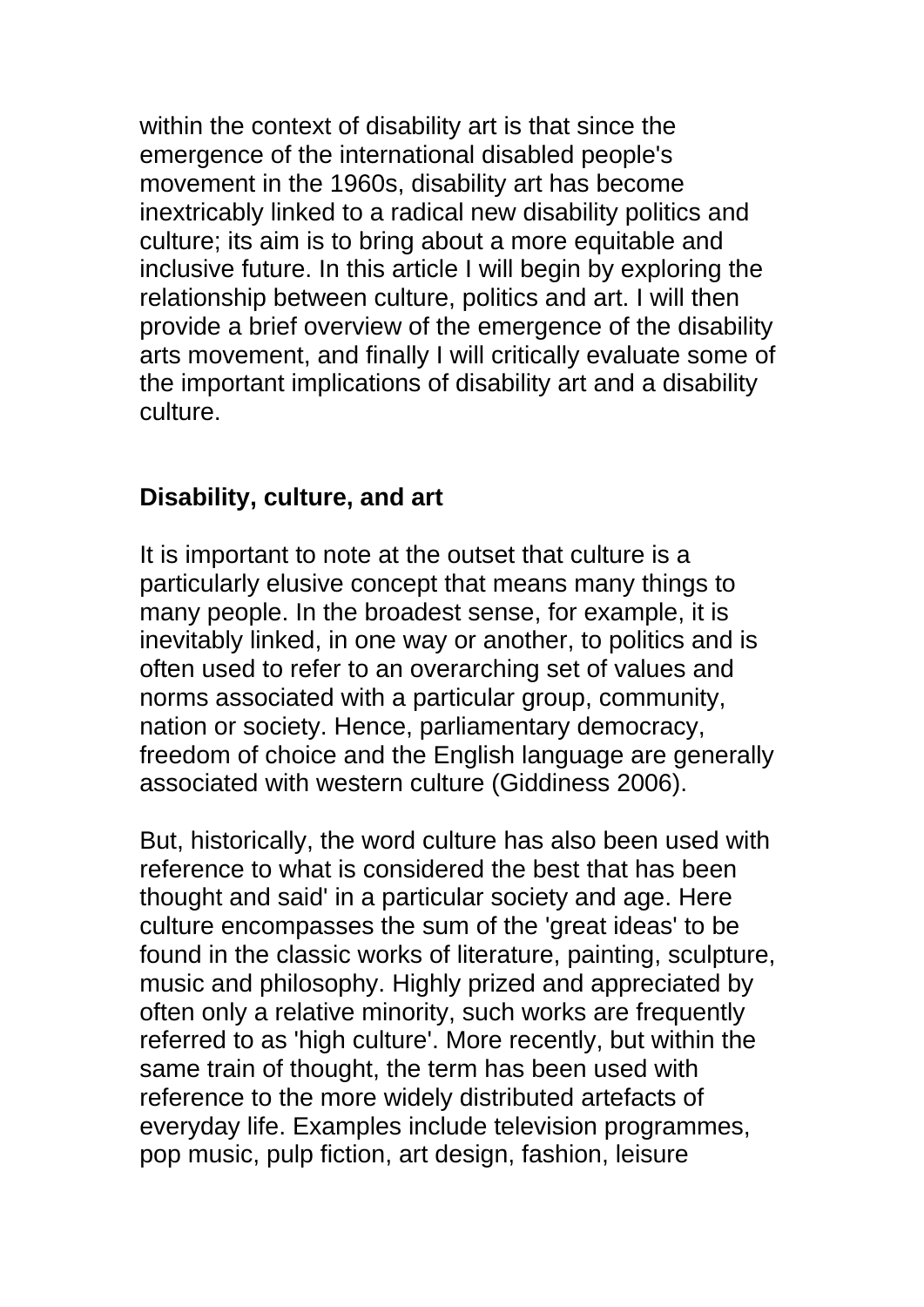within the context of disability art is that since the emergence of the international disabled people's movement in the 1960s, disability art has become inextricably linked to a radical new disability politics and culture; its aim is to bring about a more equitable and inclusive future. In this article I will begin by exploring the relationship between culture, politics and art. I will then provide a brief overview of the emergence of the disability arts movement, and finally I will critically evaluate some of the important implications of disability art and a disability culture.

## Disability, culture, and art

It is important to note at the outset that culture is a particularly elusive concept that means many things to many people. In the broadest sense, for example, it is inevitably linked, in one way or another, to politics and is often used to refer to an overarching set of values and norms associated with a particular group, community, nation or society. Hence, parliamentary democracy, freedom of choice and the English language are generally associated with western culture (Giddiness 2006).

But, historically, the word culture has also been used with reference to what is considered the best that has been thought and said' in a particular society and age. Here culture encompasses the sum of the 'great ideas' to be found in the classic works of literature, painting, sculpture, music and philosophy. Highly prized and appreciated by often only a relative minority, such works are frequently referred to as 'high culture'. More recently, but within the same train of thought, the term has been used with reference to the more widely distributed artefacts of everyday life. Examples include television programmes, pop music, pulp fiction, art design, fashion, leisure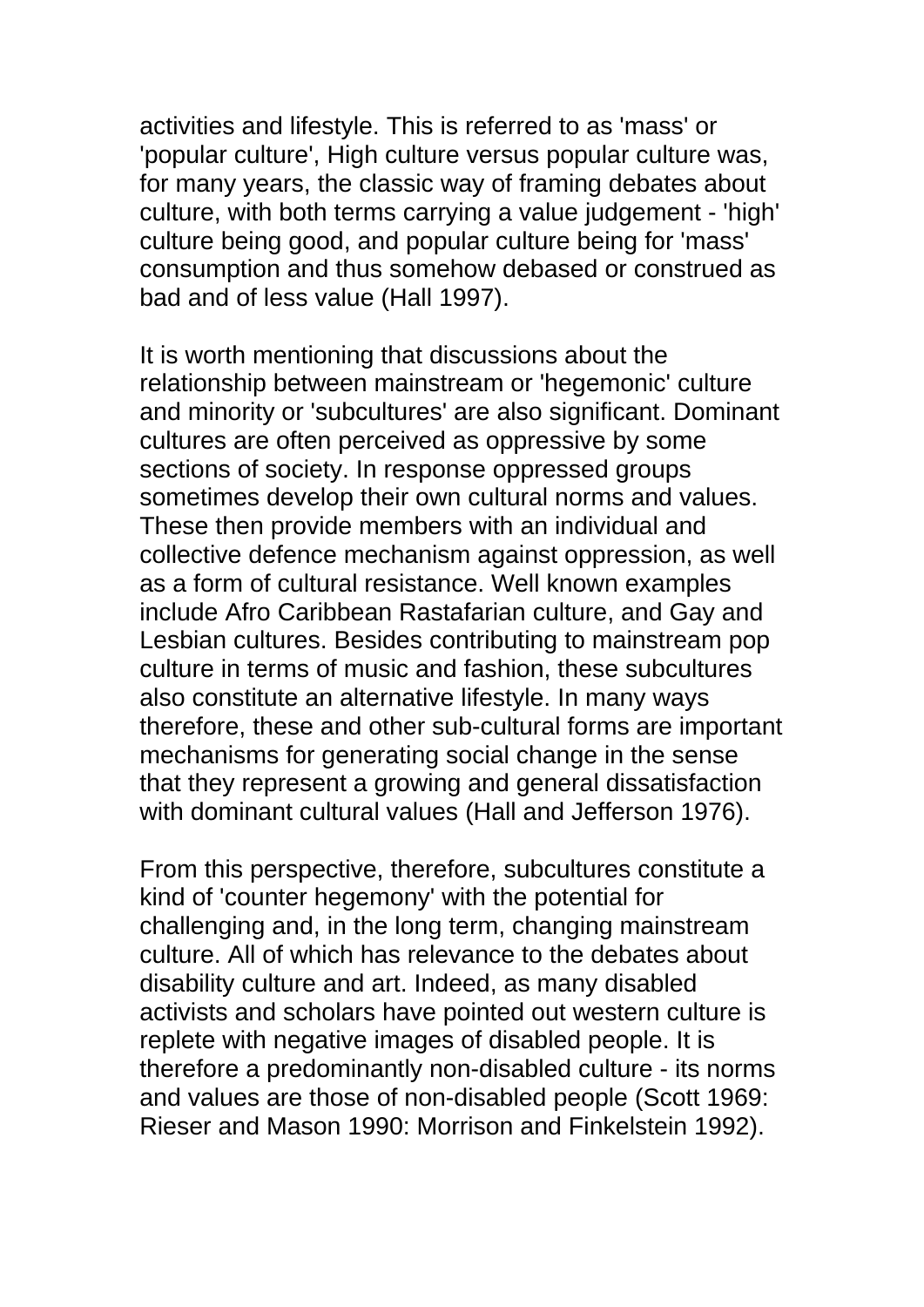activities and lifestyle. This is referred to as 'mass' or 'popular culture', High culture versus popular culture was, for many years, the classic way of framing debates about culture, with both terms carrying a value judgement - 'high' culture being good, and popular culture being for 'mass' consumption and thus somehow debased or construed as bad and of less value (Hall 1997).

It is worth mentioning that discussions about the relationship between mainstream or 'hegemonic' culture and minority or 'subcultures' are also significant. Dominant cultures are often perceived as oppressive by some sections of society. In response oppressed groups sometimes develop their own cultural norms and values. These then provide members with an individual and collective defence mechanism against oppression, as well as a form of cultural resistance. Well known examples include Afro Caribbean Rastafarian culture, and Gay and Lesbian cultures. Besides contributing to mainstream pop culture in terms of music and fashion, these subcultures also constitute an alternative lifestyle. In many ways therefore, these and other sub-cultural forms are important mechanisms for generating social change in the sense that they represent a growing and general dissatisfaction with dominant cultural values (Hall and Jefferson 1976).

From this perspective, therefore, subcultures constitute a kind of 'counter hegemony' with the potential for challenging and, in the long term, changing mainstream culture. All of which has relevance to the debates about disability culture and art. Indeed, as many disabled activists and scholars have pointed out western culture is replete with negative images of disabled people. It is therefore a predominantly non-disabled culture - its norms and values are those of non-disabled people (Scott 1969: Rieser and Mason 1990: Morrison and Finkelstein 1992).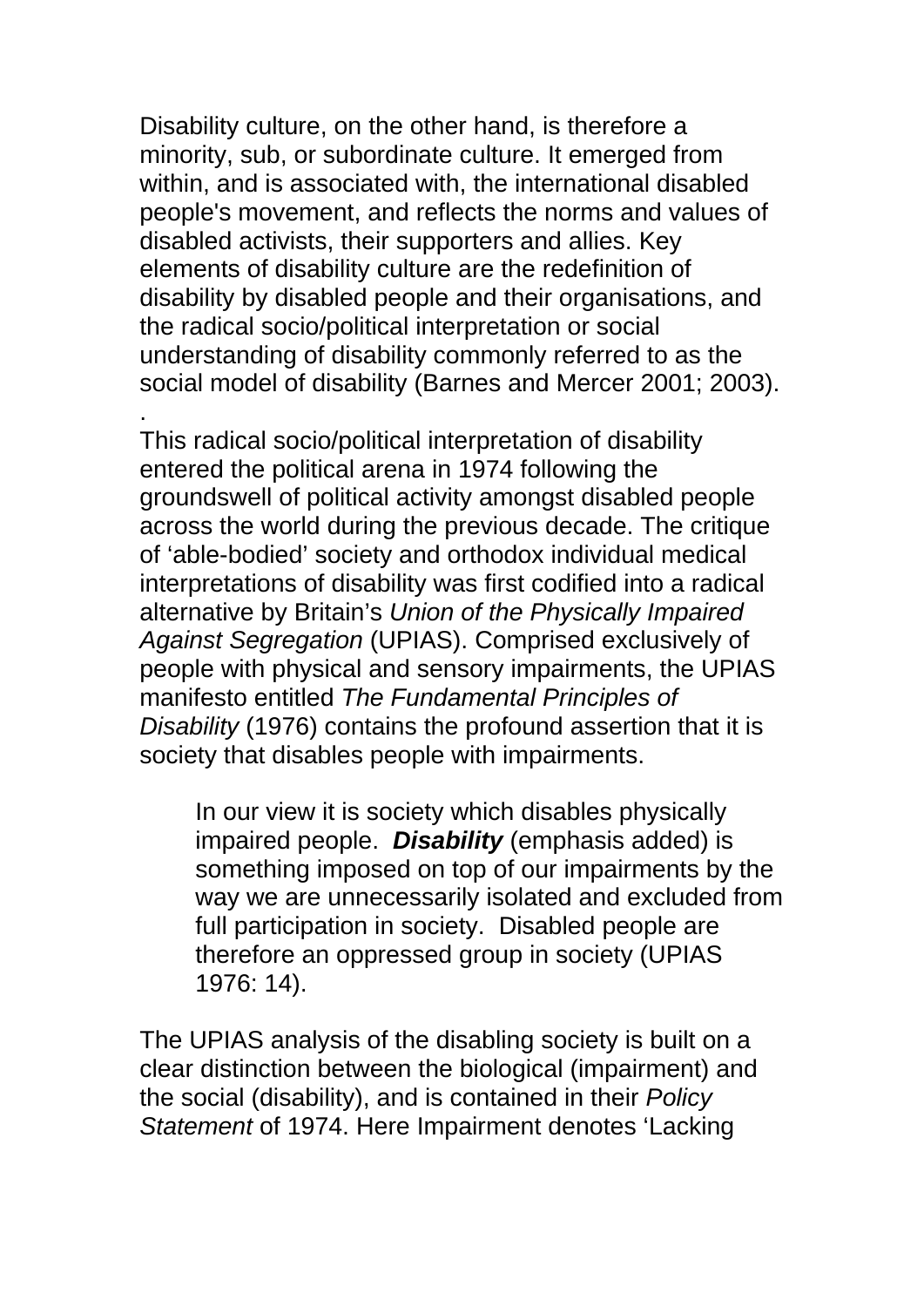Disability culture, on the other hand, is therefore a minority, sub, or subordinate culture. It emerged from within, and is associated with, the international disabled people's movement, and reflects the norms and values of disabled activists, their supporters and allies. Key elements of disability culture are the redefinition of disability by disabled people and their organisations, and the radical socio/political interpretation or social understanding of disability commonly referred to as the social model of disability (Barnes and Mercer 2001; 2003).
.
This radical socio/political interpretation of disability entered the political arena in 1974 following the groundswell of political activity amongst disabled people across the world during the previous decade. The critique of 'able-bodied' society and orthodox individual medical interpretations of disability was first codified into a radical alternative by Britain's *Union of the Physically Impaired Against Segregation* (UPIAS). Comprised exclusively of people with physical and sensory impairments, the UPIAS manifesto entitled *The Fundamental Principles of Disability* (1976) contains the profound assertion that it is society that disables people with impairments.

> In our view it is society which disables physically impaired people. ***Disability*** (emphasis added) is something imposed on top of our impairments by the way we are unnecessarily isolated and excluded from full participation in society. Disabled people are therefore an oppressed group in society (UPIAS 1976: 14).

The UPIAS analysis of the disabling society is built on a clear distinction between the biological (impairment) and the social (disability), and is contained in their *Policy Statement* of 1974. Here Impairment denotes 'Lacking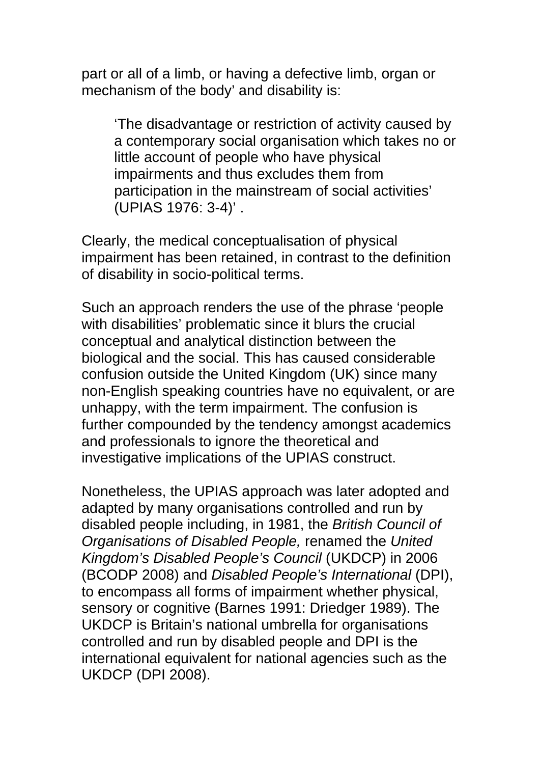part or all of a limb, or having a defective limb, organ or mechanism of the body' and disability is:

> 'The disadvantage or restriction of activity caused by a contemporary social organisation which takes no or little account of people who have physical impairments and thus excludes them from participation in the mainstream of social activities' (UPIAS 1976: 3-4)' .

Clearly, the medical conceptualisation of physical impairment has been retained, in contrast to the definition of disability in socio-political terms.

Such an approach renders the use of the phrase 'people with disabilities' problematic since it blurs the crucial conceptual and analytical distinction between the biological and the social. This has caused considerable confusion outside the United Kingdom (UK) since many non-English speaking countries have no equivalent, or are unhappy, with the term impairment. The confusion is further compounded by the tendency amongst academics and professionals to ignore the theoretical and investigative implications of the UPIAS construct.

Nonetheless, the UPIAS approach was later adopted and adapted by many organisations controlled and run by disabled people including, in 1981, the *British Council of Organisations of Disabled People,* renamed the *United Kingdom's Disabled People's Council* (UKDCP) in 2006 (BCODP 2008) and *Disabled People's International* (DPI), to encompass all forms of impairment whether physical, sensory or cognitive (Barnes 1991: Driedger 1989). The UKDCP is Britain's national umbrella for organisations controlled and run by disabled people and DPI is the international equivalent for national agencies such as the UKDCP (DPI 2008).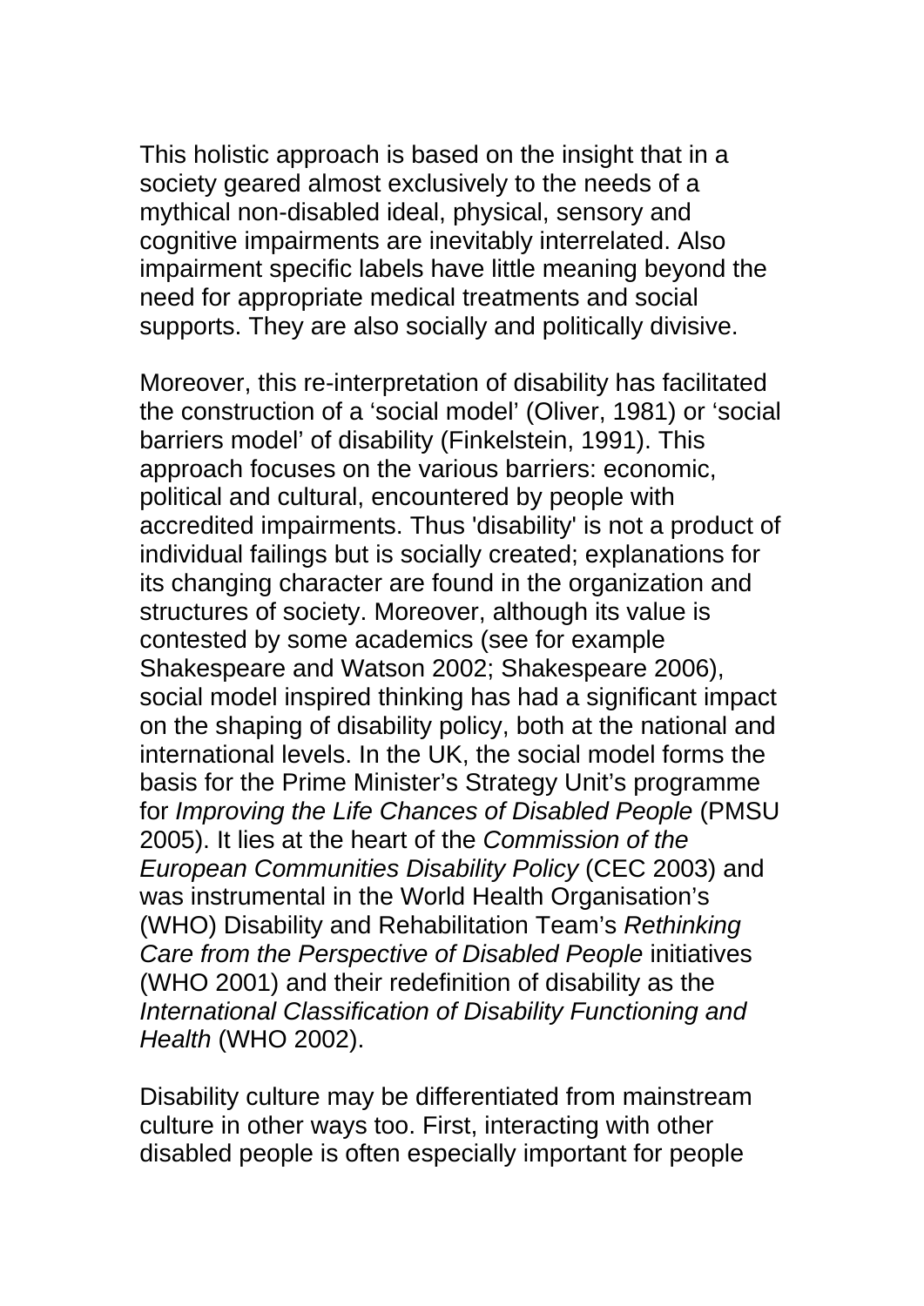This holistic approach is based on the insight that in a society geared almost exclusively to the needs of a mythical non-disabled ideal, physical, sensory and cognitive impairments are inevitably interrelated. Also impairment specific labels have little meaning beyond the need for appropriate medical treatments and social supports. They are also socially and politically divisive.

Moreover, this re-interpretation of disability has facilitated the construction of a ‘social model’ (Oliver, 1981) or ‘social barriers model’ of disability (Finkelstein, 1991). This approach focuses on the various barriers: economic, political and cultural, encountered by people with accredited impairments. Thus 'disability' is not a product of individual failings but is socially created; explanations for its changing character are found in the organization and structures of society. Moreover, although its value is contested by some academics (see for example Shakespeare and Watson 2002; Shakespeare 2006), social model inspired thinking has had a significant impact on the shaping of disability policy, both at the national and international levels. In the UK, the social model forms the basis for the Prime Minister’s Strategy Unit’s programme for *Improving the Life Chances of Disabled People* (PMSU 2005). It lies at the heart of the *Commission of the European Communities Disability Policy* (CEC 2003) and was instrumental in the World Health Organisation’s (WHO) Disability and Rehabilitation Team’s *Rethinking Care from the Perspective of Disabled People* initiatives (WHO 2001) and their redefinition of disability as the *International Classification of Disability Functioning and Health* (WHO 2002).

Disability culture may be differentiated from mainstream culture in other ways too. First, interacting with other disabled people is often especially important for people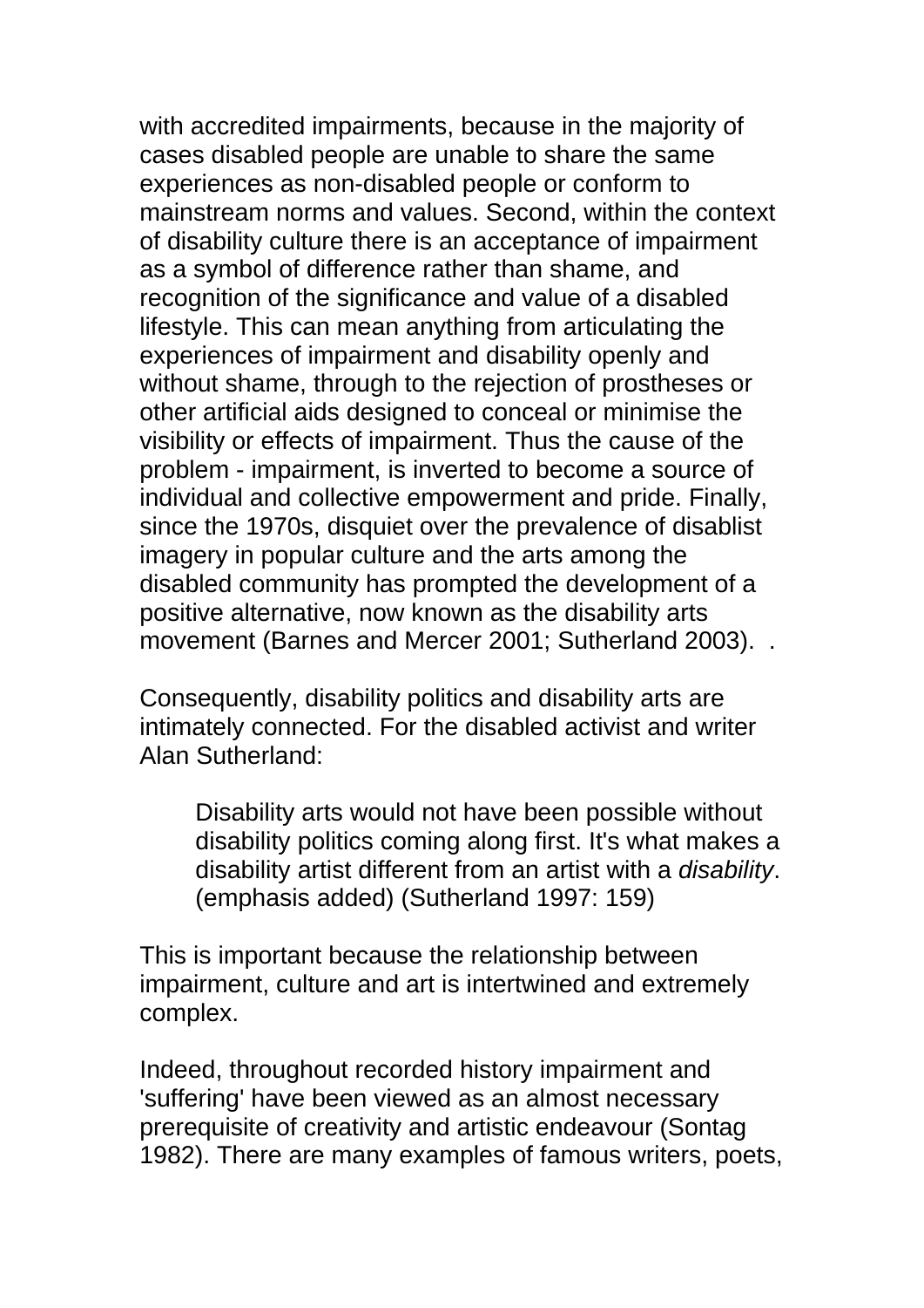with accredited impairments, because in the majority of cases disabled people are unable to share the same experiences as non-disabled people or conform to mainstream norms and values. Second, within the context of disability culture there is an acceptance of impairment as a symbol of difference rather than shame, and recognition of the significance and value of a disabled lifestyle. This can mean anything from articulating the experiences of impairment and disability openly and without shame, through to the rejection of prostheses or other artificial aids designed to conceal or minimise the visibility or effects of impairment. Thus the cause of the problem - impairment, is inverted to become a source of individual and collective empowerment and pride. Finally, since the 1970s, disquiet over the prevalence of disablist imagery in popular culture and the arts among the disabled community has prompted the development of a positive alternative, now known as the disability arts movement (Barnes and Mercer 2001; Sutherland 2003).  .

Consequently, disability politics and disability arts are intimately connected. For the disabled activist and writer Alan Sutherland:

> Disability arts would not have been possible without disability politics coming along first. It's what makes a disability artist different from an artist with a *disability*. (emphasis added) (Sutherland 1997: 159)

This is important because the relationship between impairment, culture and art is intertwined and extremely complex.

Indeed, throughout recorded history impairment and 'suffering' have been viewed as an almost necessary prerequisite of creativity and artistic endeavour (Sontag 1982). There are many examples of famous writers, poets,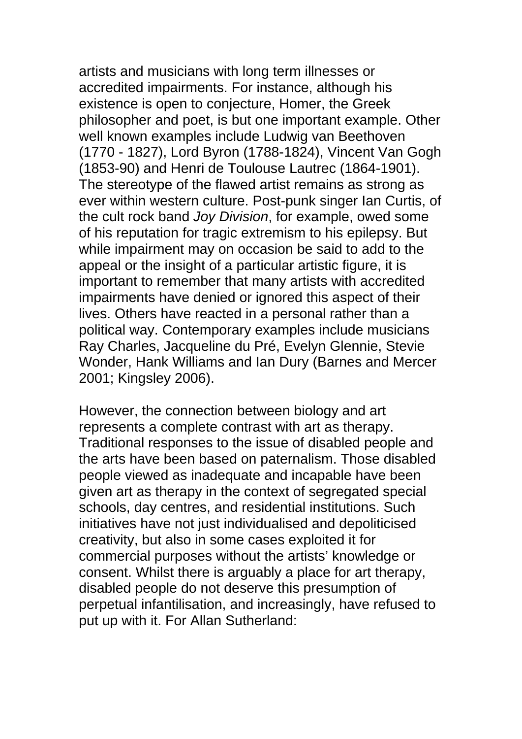artists and musicians with long term illnesses or accredited impairments. For instance, although his existence is open to conjecture, Homer, the Greek philosopher and poet, is but one important example. Other well known examples include Ludwig van Beethoven (1770 - 1827), Lord Byron (1788-1824), Vincent Van Gogh (1853-90) and Henri de Toulouse Lautrec (1864-1901). The stereotype of the flawed artist remains as strong as ever within western culture. Post-punk singer Ian Curtis, of the cult rock band *Joy Division*, for example, owed some of his reputation for tragic extremism to his epilepsy. But while impairment may on occasion be said to add to the appeal or the insight of a particular artistic figure, it is important to remember that many artists with accredited impairments have denied or ignored this aspect of their lives. Others have reacted in a personal rather than a political way. Contemporary examples include musicians Ray Charles, Jacqueline du Pré, Evelyn Glennie, Stevie Wonder, Hank Williams and Ian Dury (Barnes and Mercer 2001; Kingsley 2006).

However, the connection between biology and art represents a complete contrast with art as therapy. Traditional responses to the issue of disabled people and the arts have been based on paternalism. Those disabled people viewed as inadequate and incapable have been given art as therapy in the context of segregated special schools, day centres, and residential institutions. Such initiatives have not just individualised and depoliticised creativity, but also in some cases exploited it for commercial purposes without the artists' knowledge or consent. Whilst there is arguably a place for art therapy, disabled people do not deserve this presumption of perpetual infantilisation, and increasingly, have refused to put up with it. For Allan Sutherland: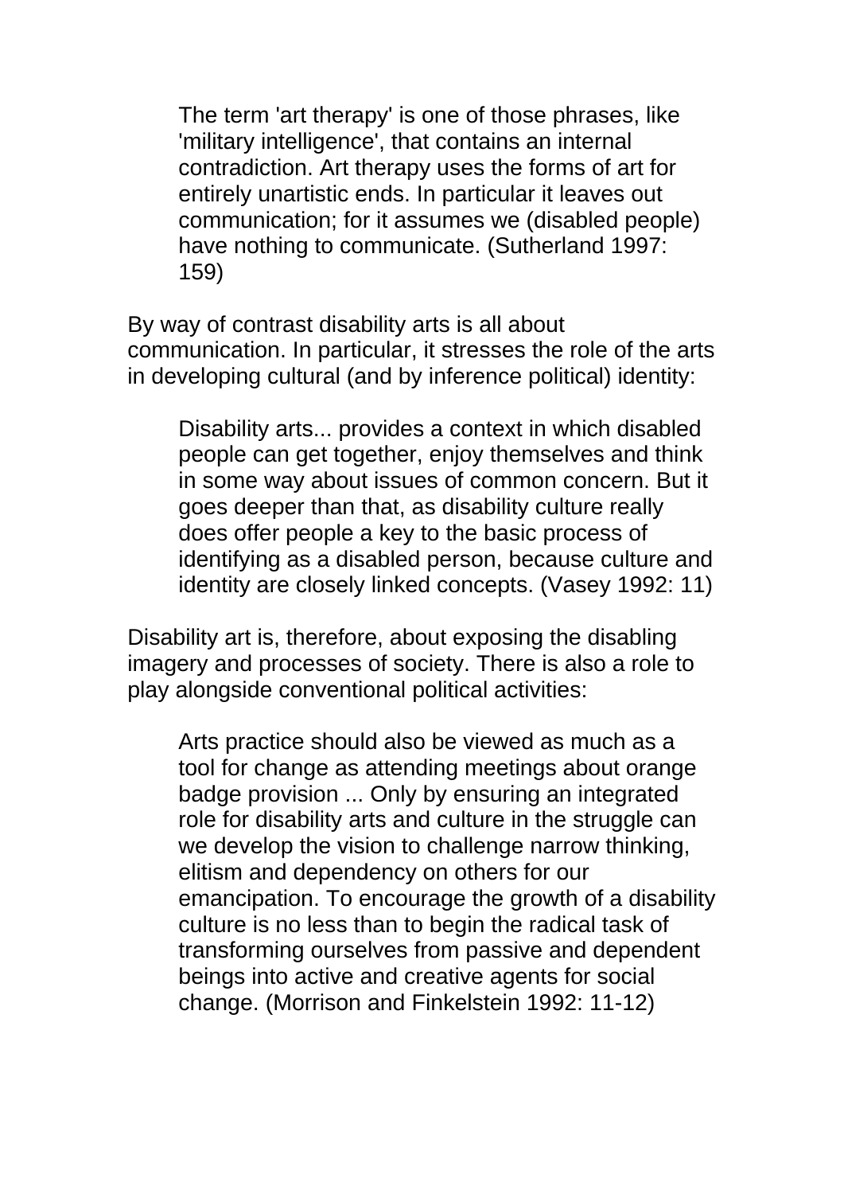> The term 'art therapy' is one of those phrases, like 'military intelligence', that contains an internal contradiction. Art therapy uses the forms of art for entirely unartistic ends. In particular it leaves out communication; for it assumes we (disabled people) have nothing to communicate. (Sutherland 1997: 159)

By way of contrast disability arts is all about communication. In particular, it stresses the role of the arts in developing cultural (and by inference political) identity:

> Disability arts... provides a context in which disabled people can get together, enjoy themselves and think in some way about issues of common concern. But it goes deeper than that, as disability culture really does offer people a key to the basic process of identifying as a disabled person, because culture and identity are closely linked concepts. (Vasey 1992: 11)

Disability art is, therefore, about exposing the disabling imagery and processes of society. There is also a role to play alongside conventional political activities:

> Arts practice should also be viewed as much as a tool for change as attending meetings about orange badge provision ... Only by ensuring an integrated role for disability arts and culture in the struggle can we develop the vision to challenge narrow thinking, elitism and dependency on others for our emancipation. To encourage the growth of a disability culture is no less than to begin the radical task of transforming ourselves from passive and dependent beings into active and creative agents for social change. (Morrison and Finkelstein 1992: 11-12)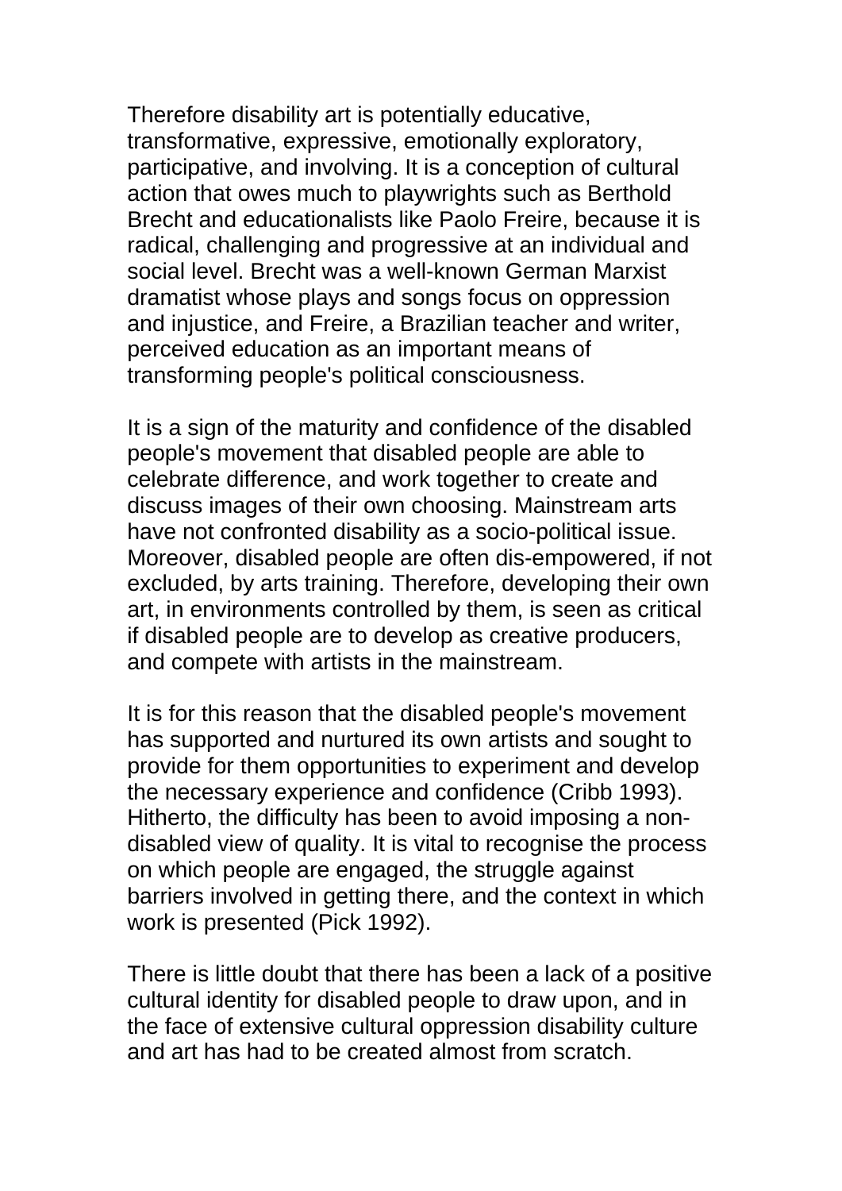Therefore disability art is potentially educative, transformative, expressive, emotionally exploratory, participative, and involving. It is a conception of cultural action that owes much to playwrights such as Berthold Brecht and educationalists like Paolo Freire, because it is radical, challenging and progressive at an individual and social level. Brecht was a well-known German Marxist dramatist whose plays and songs focus on oppression and injustice, and Freire, a Brazilian teacher and writer, perceived education as an important means of transforming people's political consciousness.

It is a sign of the maturity and confidence of the disabled people's movement that disabled people are able to celebrate difference, and work together to create and discuss images of their own choosing. Mainstream arts have not confronted disability as a socio-political issue. Moreover, disabled people are often dis-empowered, if not excluded, by arts training. Therefore, developing their own art, in environments controlled by them, is seen as critical if disabled people are to develop as creative producers, and compete with artists in the mainstream.

It is for this reason that the disabled people's movement has supported and nurtured its own artists and sought to provide for them opportunities to experiment and develop the necessary experience and confidence (Cribb 1993). Hitherto, the difficulty has been to avoid imposing a non-disabled view of quality. It is vital to recognise the process on which people are engaged, the struggle against barriers involved in getting there, and the context in which work is presented (Pick 1992).

There is little doubt that there has been a lack of a positive cultural identity for disabled people to draw upon, and in the face of extensive cultural oppression disability culture and art has had to be created almost from scratch.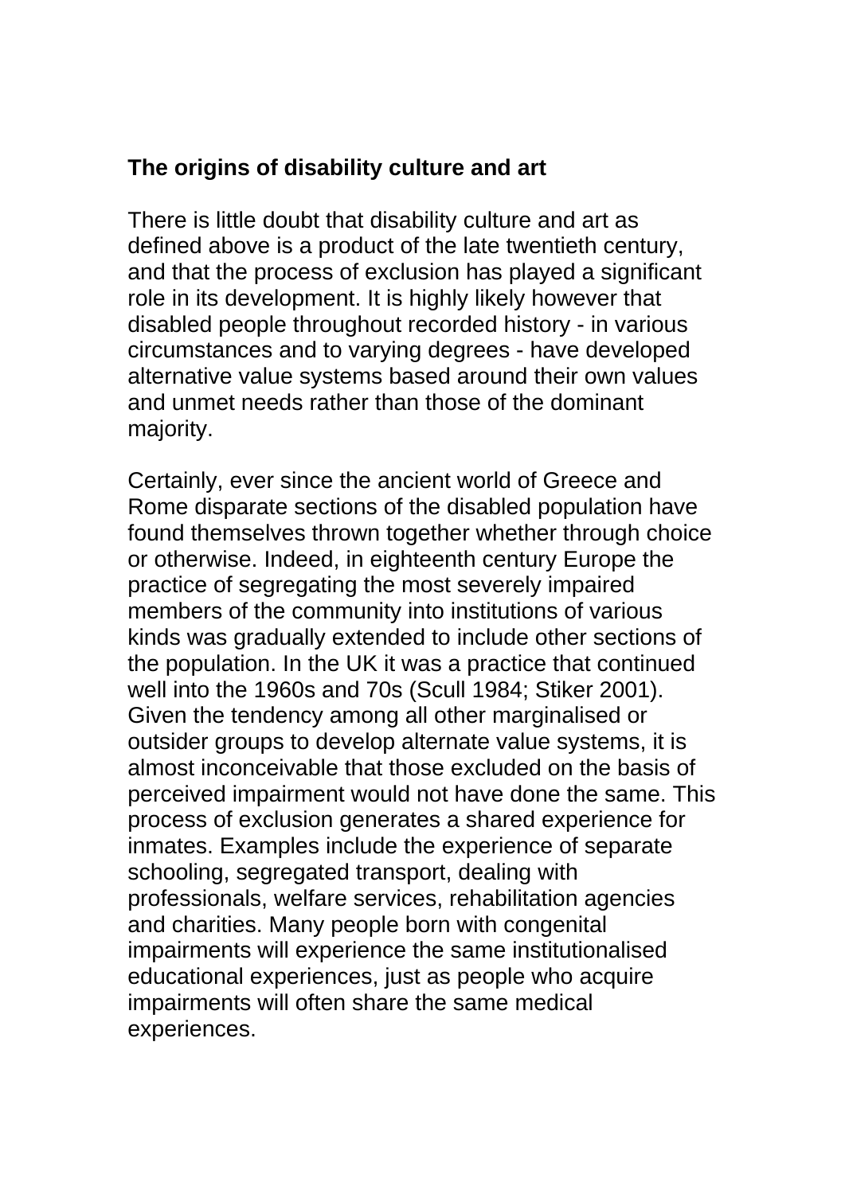## The origins of disability culture and art

There is little doubt that disability culture and art as defined above is a product of the late twentieth century, and that the process of exclusion has played a significant role in its development. It is highly likely however that disabled people throughout recorded history - in various circumstances and to varying degrees - have developed alternative value systems based around their own values and unmet needs rather than those of the dominant majority.

Certainly, ever since the ancient world of Greece and Rome disparate sections of the disabled population have found themselves thrown together whether through choice or otherwise. Indeed, in eighteenth century Europe the practice of segregating the most severely impaired members of the community into institutions of various kinds was gradually extended to include other sections of the population. In the UK it was a practice that continued well into the 1960s and 70s (Scull 1984; Stiker 2001). Given the tendency among all other marginalised or outsider groups to develop alternate value systems, it is almost inconceivable that those excluded on the basis of perceived impairment would not have done the same. This process of exclusion generates a shared experience for inmates. Examples include the experience of separate schooling, segregated transport, dealing with professionals, welfare services, rehabilitation agencies and charities. Many people born with congenital impairments will experience the same institutionalised educational experiences, just as people who acquire impairments will often share the same medical experiences.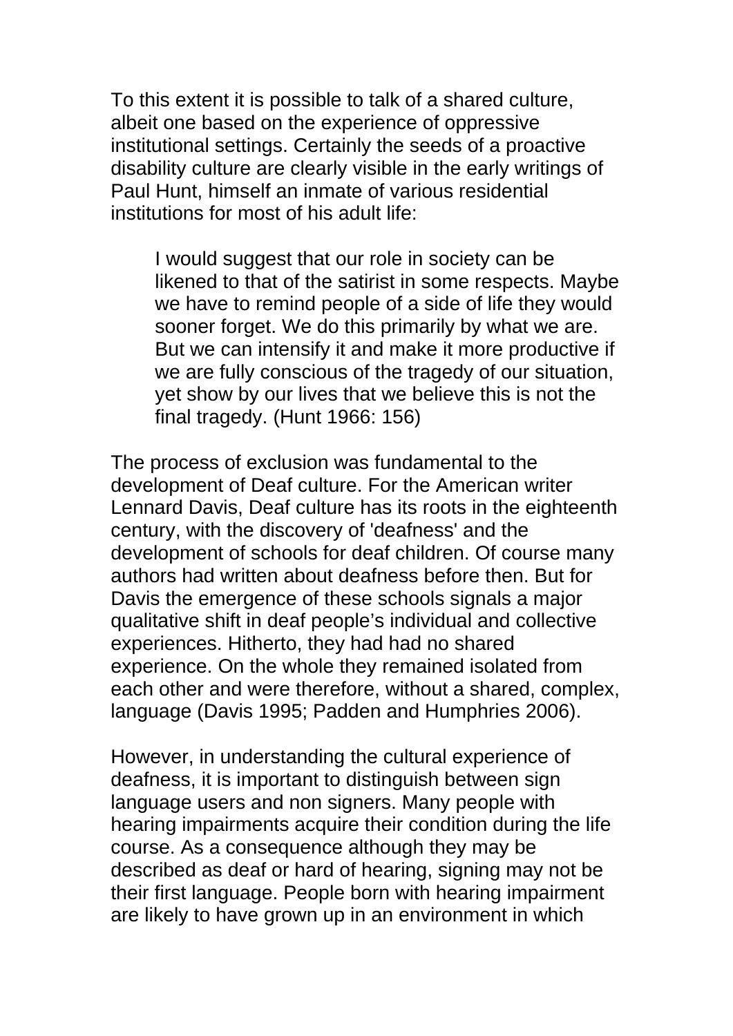To this extent it is possible to talk of a shared culture, albeit one based on the experience of oppressive institutional settings. Certainly the seeds of a proactive disability culture are clearly visible in the early writings of Paul Hunt, himself an inmate of various residential institutions for most of his adult life:

> I would suggest that our role in society can be likened to that of the satirist in some respects. Maybe we have to remind people of a side of life they would sooner forget. We do this primarily by what we are. But we can intensify it and make it more productive if we are fully conscious of the tragedy of our situation, yet show by our lives that we believe this is not the final tragedy. (Hunt 1966: 156)

The process of exclusion was fundamental to the development of Deaf culture. For the American writer Lennard Davis, Deaf culture has its roots in the eighteenth century, with the discovery of 'deafness' and the development of schools for deaf children. Of course many authors had written about deafness before then. But for Davis the emergence of these schools signals a major qualitative shift in deaf people's individual and collective experiences. Hitherto, they had had no shared experience. On the whole they remained isolated from each other and were therefore, without a shared, complex, language (Davis 1995; Padden and Humphries 2006).

However, in understanding the cultural experience of deafness, it is important to distinguish between sign language users and non signers. Many people with hearing impairments acquire their condition during the life course. As a consequence although they may be described as deaf or hard of hearing, signing may not be their first language. People born with hearing impairment are likely to have grown up in an environment in which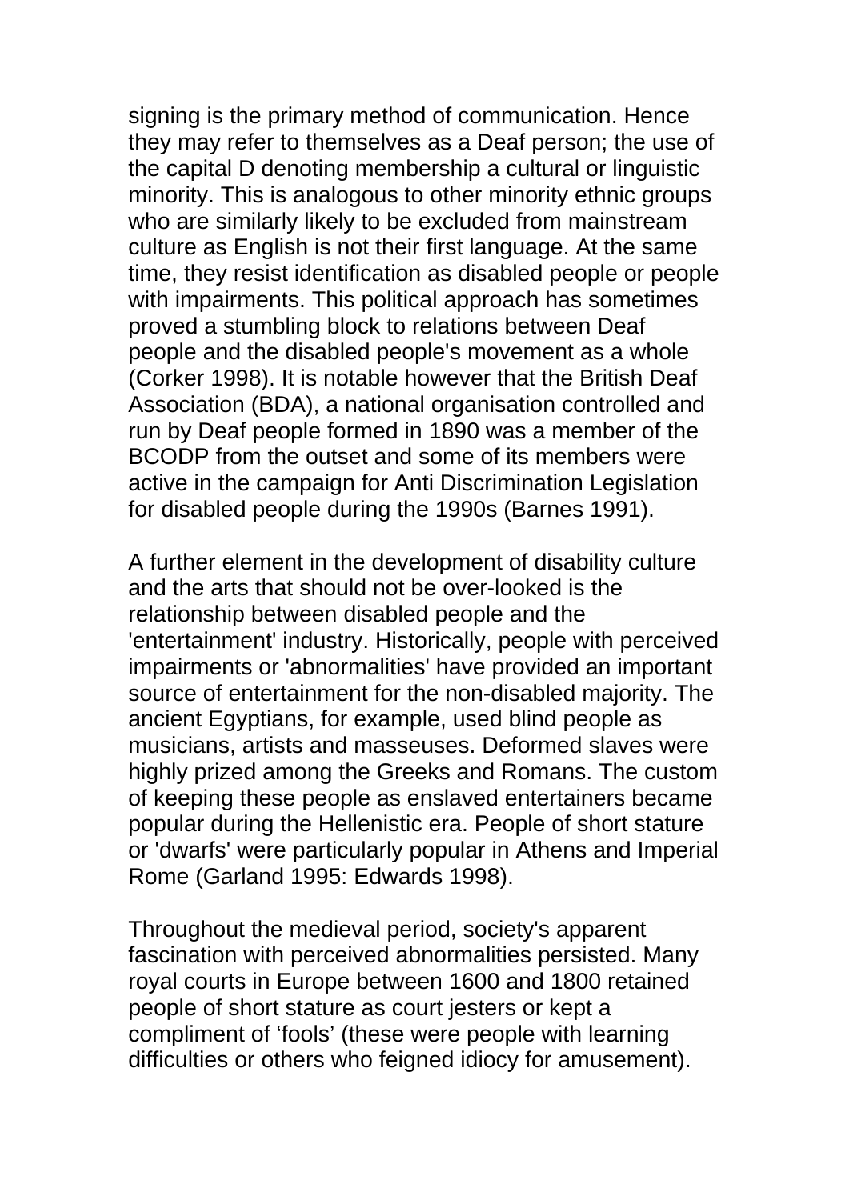signing is the primary method of communication. Hence they may refer to themselves as a Deaf person; the use of the capital D denoting membership a cultural or linguistic minority. This is analogous to other minority ethnic groups who are similarly likely to be excluded from mainstream culture as English is not their first language. At the same time, they resist identification as disabled people or people with impairments. This political approach has sometimes proved a stumbling block to relations between Deaf people and the disabled people's movement as a whole (Corker 1998). It is notable however that the British Deaf Association (BDA), a national organisation controlled and run by Deaf people formed in 1890 was a member of the BCODP from the outset and some of its members were active in the campaign for Anti Discrimination Legislation for disabled people during the 1990s (Barnes 1991).

A further element in the development of disability culture and the arts that should not be over-looked is the relationship between disabled people and the 'entertainment' industry. Historically, people with perceived impairments or 'abnormalities' have provided an important source of entertainment for the non-disabled majority. The ancient Egyptians, for example, used blind people as musicians, artists and masseuses. Deformed slaves were highly prized among the Greeks and Romans. The custom of keeping these people as enslaved entertainers became popular during the Hellenistic era. People of short stature or 'dwarfs' were particularly popular in Athens and Imperial Rome (Garland 1995: Edwards 1998).

Throughout the medieval period, society's apparent fascination with perceived abnormalities persisted. Many royal courts in Europe between 1600 and 1800 retained people of short stature as court jesters or kept a compliment of 'fools' (these were people with learning difficulties or others who feigned idiocy for amusement).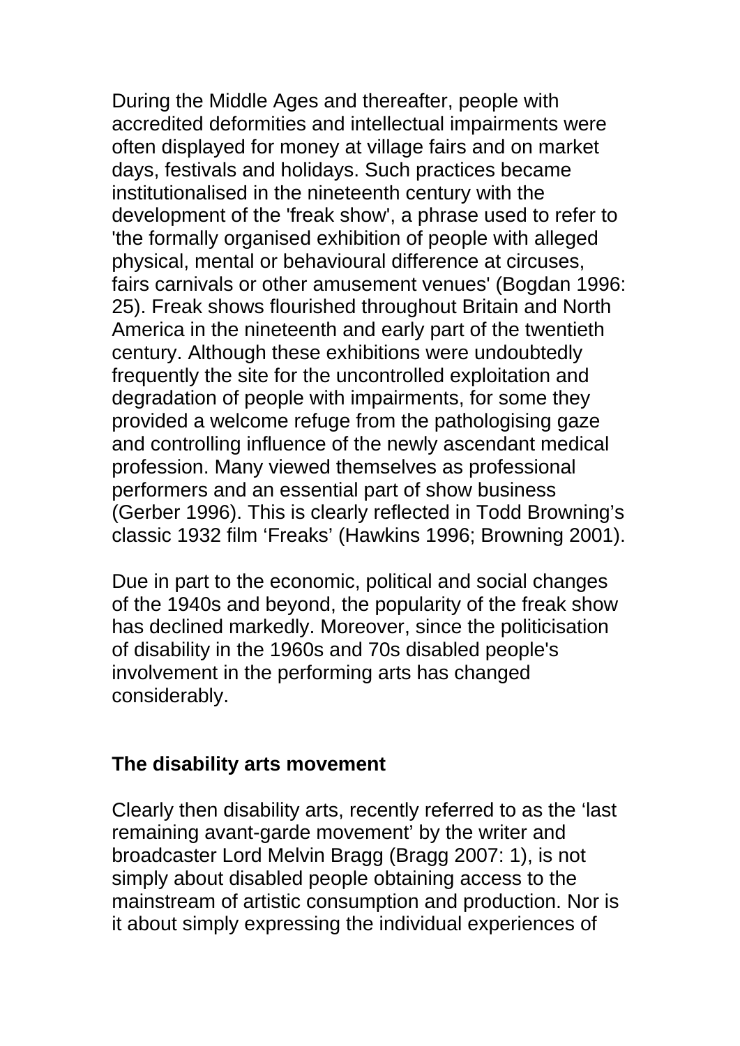During the Middle Ages and thereafter, people with accredited deformities and intellectual impairments were often displayed for money at village fairs and on market days, festivals and holidays. Such practices became institutionalised in the nineteenth century with the development of the 'freak show', a phrase used to refer to 'the formally organised exhibition of people with alleged physical, mental or behavioural difference at circuses, fairs carnivals or other amusement venues' (Bogdan 1996: 25). Freak shows flourished throughout Britain and North America in the nineteenth and early part of the twentieth century. Although these exhibitions were undoubtedly frequently the site for the uncontrolled exploitation and degradation of people with impairments, for some they provided a welcome refuge from the pathologising gaze and controlling influence of the newly ascendant medical profession. Many viewed themselves as professional performers and an essential part of show business (Gerber 1996). This is clearly reflected in Todd Browning's classic 1932 film 'Freaks' (Hawkins 1996; Browning 2001).

Due in part to the economic, political and social changes of the 1940s and beyond, the popularity of the freak show has declined markedly. Moreover, since the politicisation of disability in the 1960s and 70s disabled people's involvement in the performing arts has changed considerably.

## The disability arts movement

Clearly then disability arts, recently referred to as the 'last remaining avant-garde movement' by the writer and broadcaster Lord Melvin Bragg (Bragg 2007: 1), is not simply about disabled people obtaining access to the mainstream of artistic consumption and production. Nor is it about simply expressing the individual experiences of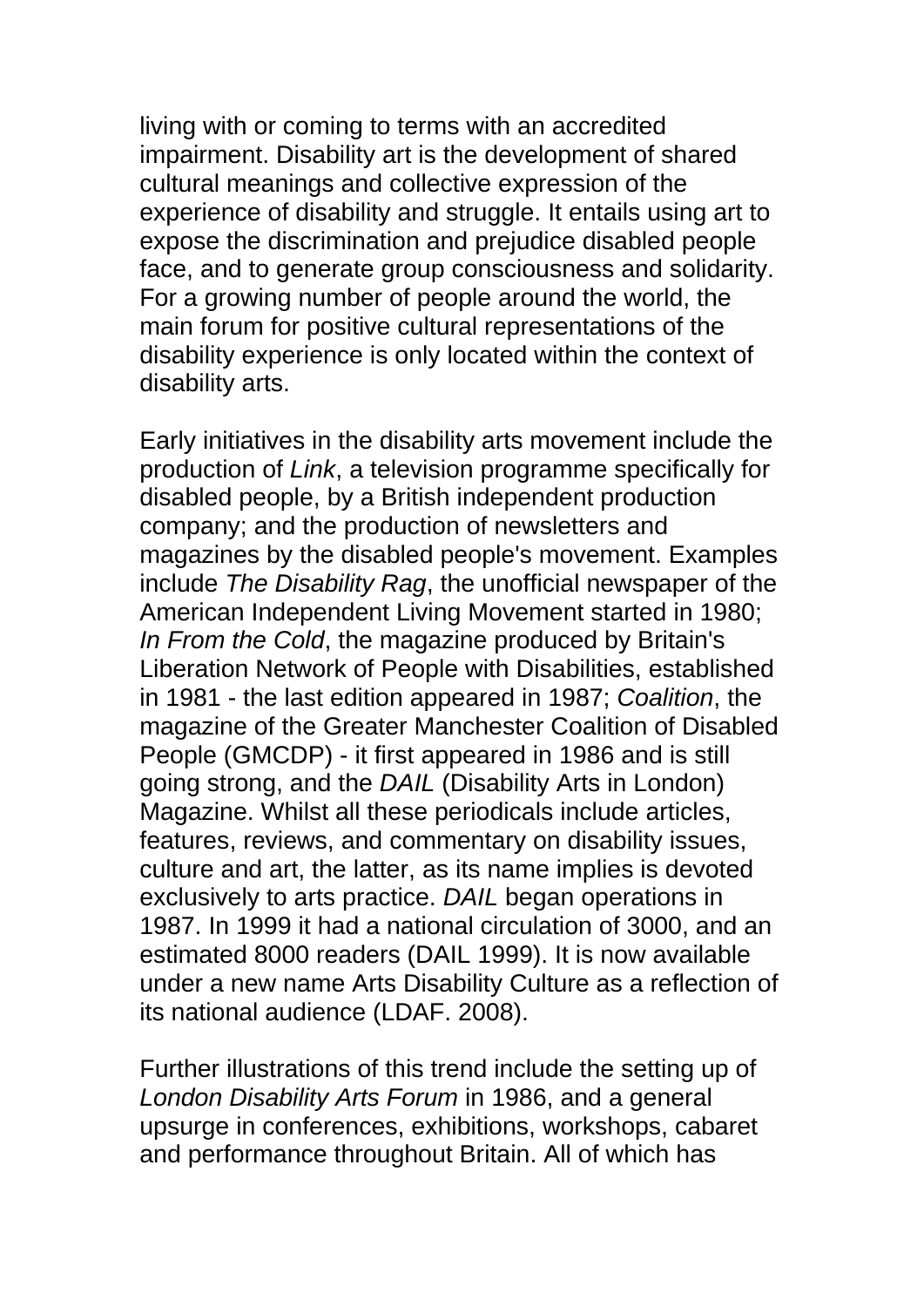living with or coming to terms with an accredited impairment. Disability art is the development of shared cultural meanings and collective expression of the experience of disability and struggle. It entails using art to expose the discrimination and prejudice disabled people face, and to generate group consciousness and solidarity. For a growing number of people around the world, the main forum for positive cultural representations of the disability experience is only located within the context of disability arts.

Early initiatives in the disability arts movement include the production of *Link*, a television programme specifically for disabled people, by a British independent production company; and the production of newsletters and magazines by the disabled people's movement. Examples include *The Disability Rag*, the unofficial newspaper of the American Independent Living Movement started in 1980; *In From the Cold*, the magazine produced by Britain's Liberation Network of People with Disabilities, established in 1981 - the last edition appeared in 1987; *Coalition*, the magazine of the Greater Manchester Coalition of Disabled People (GMCDP) - it first appeared in 1986 and is still going strong, and the *DAIL* (Disability Arts in London) Magazine. Whilst all these periodicals include articles, features, reviews, and commentary on disability issues, culture and art, the latter, as its name implies is devoted exclusively to arts practice. *DAIL* began operations in 1987. In 1999 it had a national circulation of 3000, and an estimated 8000 readers (DAIL 1999). It is now available under a new name Arts Disability Culture as a reflection of its national audience (LDAF. 2008).

Further illustrations of this trend include the setting up of *London Disability Arts Forum* in 1986, and a general upsurge in conferences, exhibitions, workshops, cabaret and performance throughout Britain. All of which has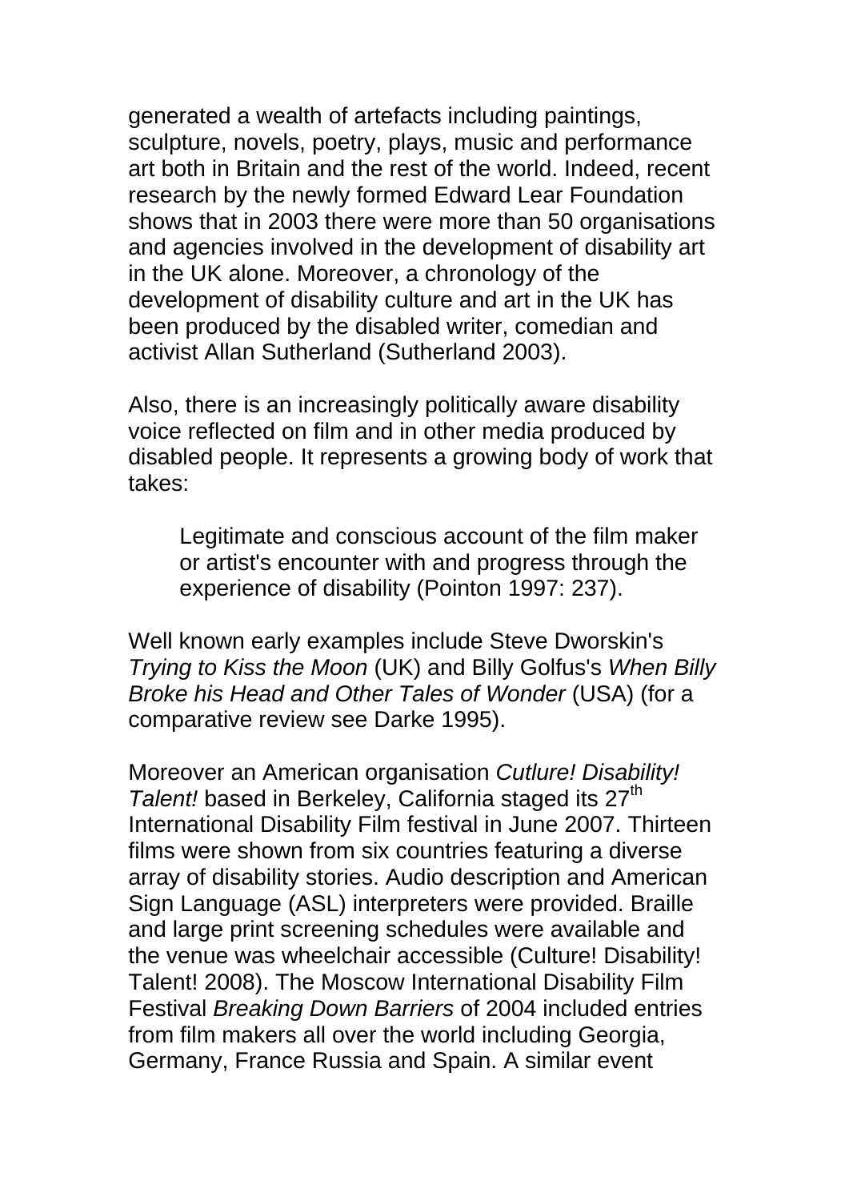generated a wealth of artefacts including paintings, sculpture, novels, poetry, plays, music and performance art both in Britain and the rest of the world. Indeed, recent research by the newly formed Edward Lear Foundation shows that in 2003 there were more than 50 organisations and agencies involved in the development of disability art in the UK alone. Moreover, a chronology of the development of disability culture and art in the UK has been produced by the disabled writer, comedian and activist Allan Sutherland (Sutherland 2003).

Also, there is an increasingly politically aware disability voice reflected on film and in other media produced by disabled people. It represents a growing body of work that takes:

> Legitimate and conscious account of the film maker or artist's encounter with and progress through the experience of disability (Pointon 1997: 237).

Well known early examples include Steve Dworskin's *Trying to Kiss the Moon* (UK) and Billy Golfus's *When Billy Broke his Head and Other Tales of Wonder* (USA) (for a comparative review see Darke 1995).

Moreover an American organisation *Cutlure! Disability! Talent!* based in Berkeley, California staged its 27th International Disability Film festival in June 2007. Thirteen films were shown from six countries featuring a diverse array of disability stories. Audio description and American Sign Language (ASL) interpreters were provided. Braille and large print screening schedules were available and the venue was wheelchair accessible (Culture! Disability! Talent! 2008). The Moscow International Disability Film Festival *Breaking Down Barriers* of 2004 included entries from film makers all over the world including Georgia, Germany, France Russia and Spain. A similar event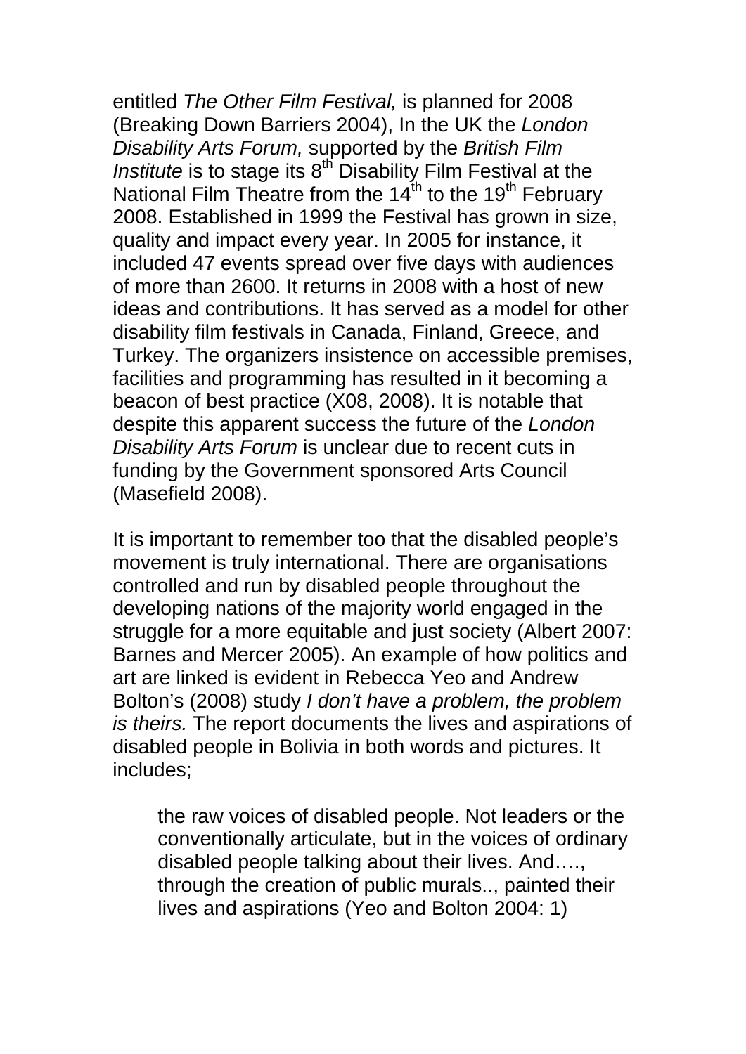entitled *The Other Film Festival,* is planned for 2008 (Breaking Down Barriers 2004), In the UK the *London Disability Arts Forum,* supported by the *British Film Institute* is to stage its 8th Disability Film Festival at the National Film Theatre from the 14th to the 19th February 2008. Established in 1999 the Festival has grown in size, quality and impact every year. In 2005 for instance, it included 47 events spread over five days with audiences of more than 2600. It returns in 2008 with a host of new ideas and contributions. It has served as a model for other disability film festivals in Canada, Finland, Greece, and Turkey. The organizers insistence on accessible premises, facilities and programming has resulted in it becoming a beacon of best practice (X08, 2008). It is notable that despite this apparent success the future of the *London Disability Arts Forum* is unclear due to recent cuts in funding by the Government sponsored Arts Council (Masefield 2008).

It is important to remember too that the disabled people's movement is truly international. There are organisations controlled and run by disabled people throughout the developing nations of the majority world engaged in the struggle for a more equitable and just society (Albert 2007: Barnes and Mercer 2005). An example of how politics and art are linked is evident in Rebecca Yeo and Andrew Bolton's (2008) study *I don't have a problem, the problem is theirs.* The report documents the lives and aspirations of disabled people in Bolivia in both words and pictures. It includes;

> the raw voices of disabled people. Not leaders or the conventionally articulate, but in the voices of ordinary disabled people talking about their lives. And…., through the creation of public murals.., painted their lives and aspirations (Yeo and Bolton 2004: 1)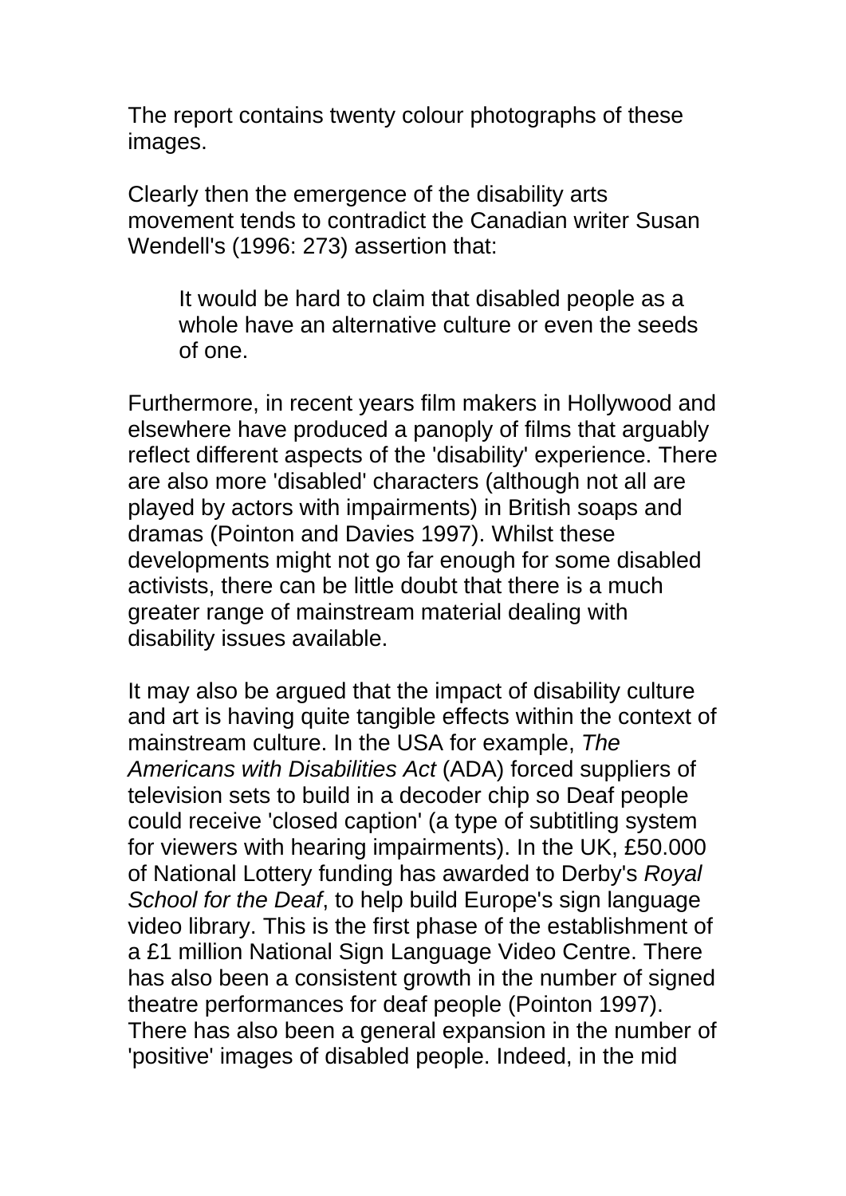The report contains twenty colour photographs of these images.

Clearly then the emergence of the disability arts movement tends to contradict the Canadian writer Susan Wendell's (1996: 273) assertion that:

> It would be hard to claim that disabled people as a whole have an alternative culture or even the seeds of one.

Furthermore, in recent years film makers in Hollywood and elsewhere have produced a panoply of films that arguably reflect different aspects of the 'disability' experience. There are also more 'disabled' characters (although not all are played by actors with impairments) in British soaps and dramas (Pointon and Davies 1997). Whilst these developments might not go far enough for some disabled activists, there can be little doubt that there is a much greater range of mainstream material dealing with disability issues available.

It may also be argued that the impact of disability culture and art is having quite tangible effects within the context of mainstream culture. In the USA for example, *The Americans with Disabilities Act* (ADA) forced suppliers of television sets to build in a decoder chip so Deaf people could receive 'closed caption' (a type of subtitling system for viewers with hearing impairments). In the UK, £50.000 of National Lottery funding has awarded to Derby's *Royal School for the Deaf*, to help build Europe's sign language video library. This is the first phase of the establishment of a £1 million National Sign Language Video Centre. There has also been a consistent growth in the number of signed theatre performances for deaf people (Pointon 1997). There has also been a general expansion in the number of 'positive' images of disabled people. Indeed, in the mid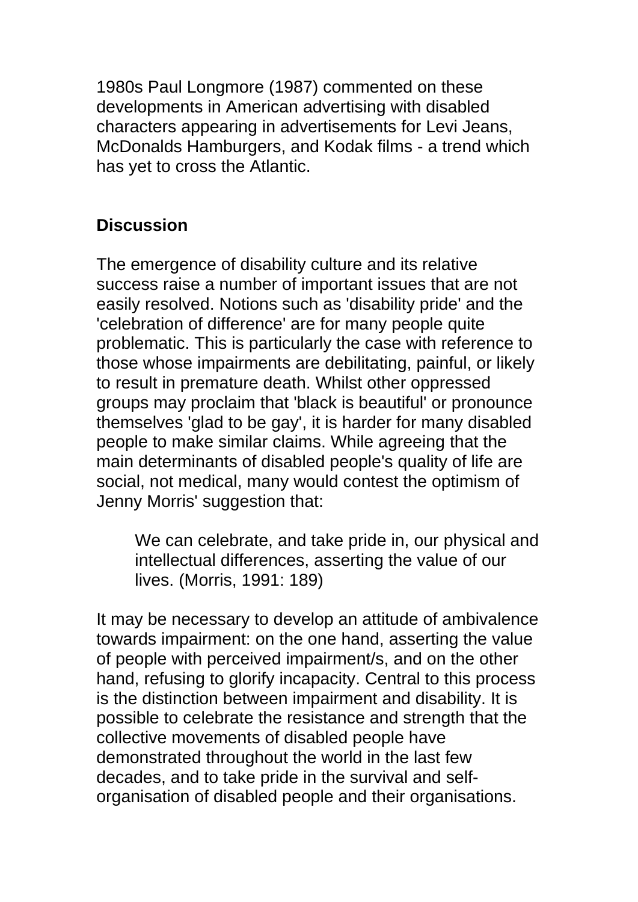1980s Paul Longmore (1987) commented on these developments in American advertising with disabled characters appearing in advertisements for Levi Jeans, McDonalds Hamburgers, and Kodak films - a trend which has yet to cross the Atlantic.

## Discussion

The emergence of disability culture and its relative success raise a number of important issues that are not easily resolved. Notions such as 'disability pride' and the 'celebration of difference' are for many people quite problematic. This is particularly the case with reference to those whose impairments are debilitating, painful, or likely to result in premature death. Whilst other oppressed groups may proclaim that 'black is beautiful' or pronounce themselves 'glad to be gay', it is harder for many disabled people to make similar claims. While agreeing that the main determinants of disabled people's quality of life are social, not medical, many would contest the optimism of Jenny Morris' suggestion that:

> We can celebrate, and take pride in, our physical and intellectual differences, asserting the value of our lives. (Morris, 1991: 189)

It may be necessary to develop an attitude of ambivalence towards impairment: on the one hand, asserting the value of people with perceived impairment/s, and on the other hand, refusing to glorify incapacity. Central to this process is the distinction between impairment and disability. It is possible to celebrate the resistance and strength that the collective movements of disabled people have demonstrated throughout the world in the last few decades, and to take pride in the survival and self-organisation of disabled people and their organisations.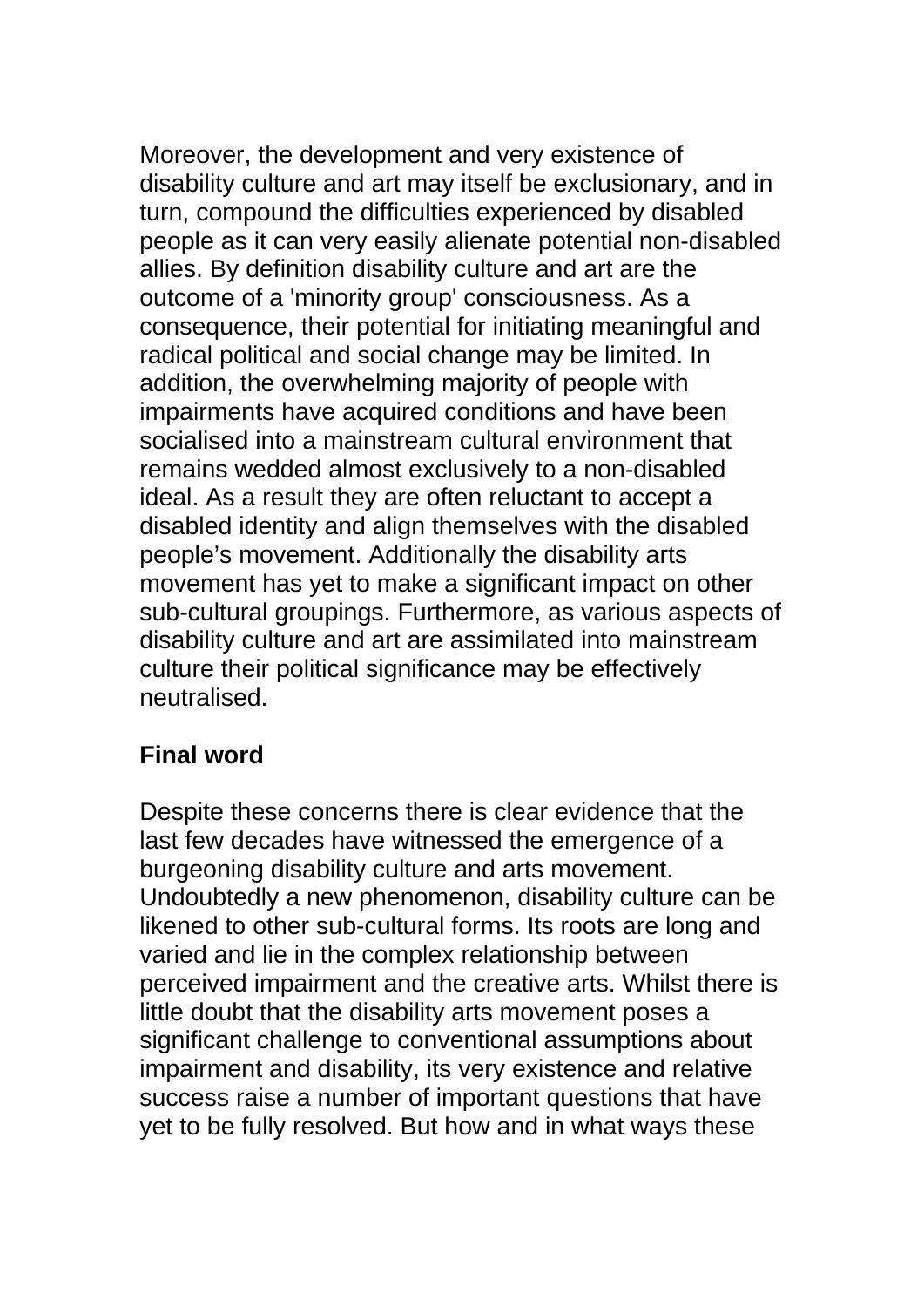Moreover, the development and very existence of disability culture and art may itself be exclusionary, and in turn, compound the difficulties experienced by disabled people as it can very easily alienate potential non-disabled allies. By definition disability culture and art are the outcome of a 'minority group' consciousness. As a consequence, their potential for initiating meaningful and radical political and social change may be limited. In addition, the overwhelming majority of people with impairments have acquired conditions and have been socialised into a mainstream cultural environment that remains wedded almost exclusively to a non-disabled ideal. As a result they are often reluctant to accept a disabled identity and align themselves with the disabled people's movement. Additionally the disability arts movement has yet to make a significant impact on other sub-cultural groupings. Furthermore, as various aspects of disability culture and art are assimilated into mainstream culture their political significance may be effectively neutralised.

**Final word**

Despite these concerns there is clear evidence that the last few decades have witnessed the emergence of a burgeoning disability culture and arts movement. Undoubtedly a new phenomenon, disability culture can be likened to other sub-cultural forms. Its roots are long and varied and lie in the complex relationship between perceived impairment and the creative arts. Whilst there is little doubt that the disability arts movement poses a significant challenge to conventional assumptions about impairment and disability, its very existence and relative success raise a number of important questions that have yet to be fully resolved. But how and in what ways these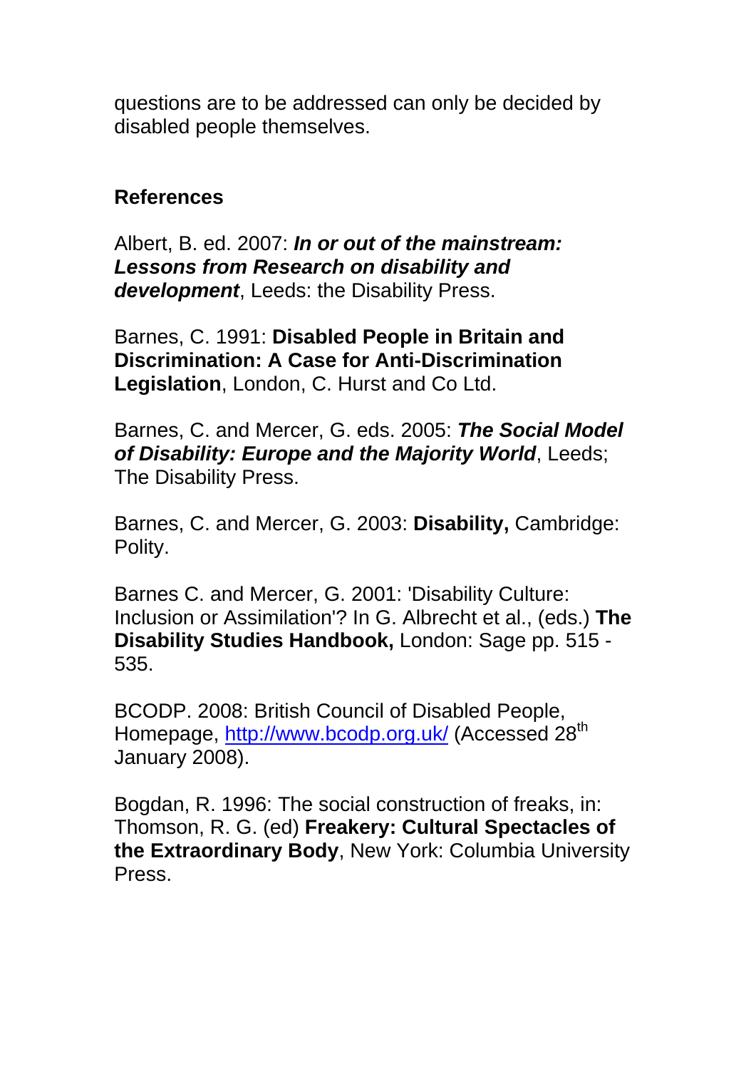questions are to be addressed can only be decided by disabled people themselves.

## References

Albert, B. ed. 2007: ***In or out of the mainstream: Lessons from Research on disability and development***, Leeds: the Disability Press.

Barnes, C. 1991: **Disabled People in Britain and Discrimination: A Case for Anti-Discrimination Legislation**, London, C. Hurst and Co Ltd.

Barnes, C. and Mercer, G. eds. 2005: ***The Social Model of Disability: Europe and the Majority World***, Leeds; The Disability Press.

Barnes, C. and Mercer, G. 2003: **Disability,** Cambridge: Polity.

Barnes C. and Mercer, G. 2001: 'Disability Culture: Inclusion or Assimilation'? In G. Albrecht et al., (eds.) **The Disability Studies Handbook,** London: Sage pp. 515 - 535.

BCODP. 2008: British Council of Disabled People, Homepage, http://www.bcodp.org.uk/ (Accessed 28th January 2008).

Bogdan, R. 1996: The social construction of freaks, in: Thomson, R. G. (ed) **Freakery: Cultural Spectacles of the Extraordinary Body**, New York: Columbia University Press.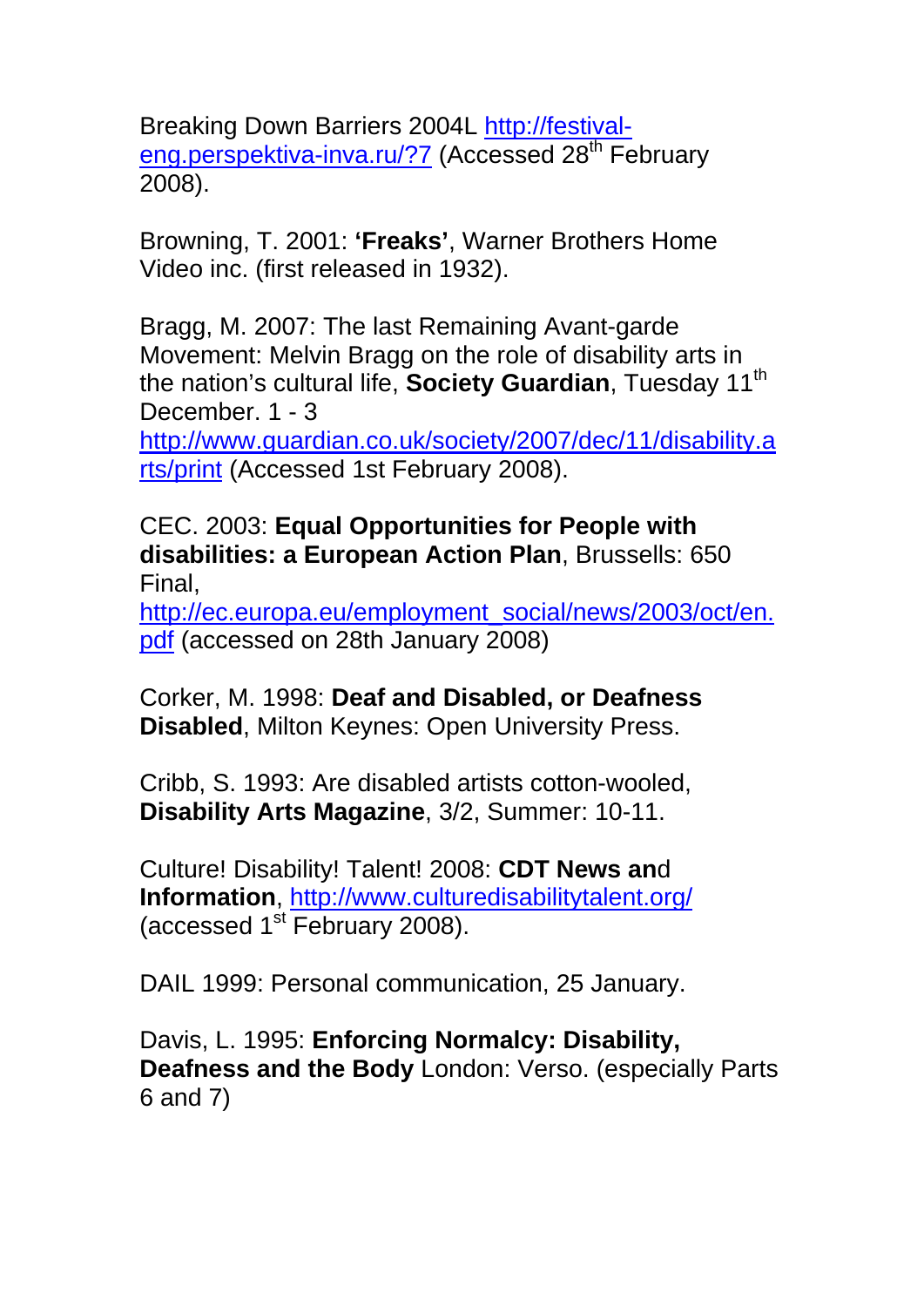Breaking Down Barriers 2004L http://festival-eng.perspektiva-inva.ru/?7 (Accessed 28th February 2008).

Browning, T. 2001: **'Freaks'**, Warner Brothers Home Video inc. (first released in 1932).

Bragg, M. 2007: The last Remaining Avant-garde Movement: Melvin Bragg on the role of disability arts in the nation's cultural life, **Society Guardian**, Tuesday 11th December. 1 - 3 http://www.guardian.co.uk/society/2007/dec/11/disability.arts/print (Accessed 1st February 2008).

CEC. 2003: **Equal Opportunities for People with disabilities: a European Action Plan**, Brussells: 650 Final, http://ec.europa.eu/employment_social/news/2003/oct/en.pdf (accessed on 28th January 2008)

Corker, M. 1998: **Deaf and Disabled, or Deafness Disabled**, Milton Keynes: Open University Press.

Cribb, S. 1993: Are disabled artists cotton-wooled, **Disability Arts Magazine**, 3/2, Summer: 10-11.

Culture! Disability! Talent! 2008: **CDT News and Information**, http://www.culturedisabilitytalent.org/ (accessed 1st February 2008).

DAIL 1999: Personal communication, 25 January.

Davis, L. 1995: **Enforcing Normalcy: Disability, Deafness and the Body** London: Verso. (especially Parts 6 and 7)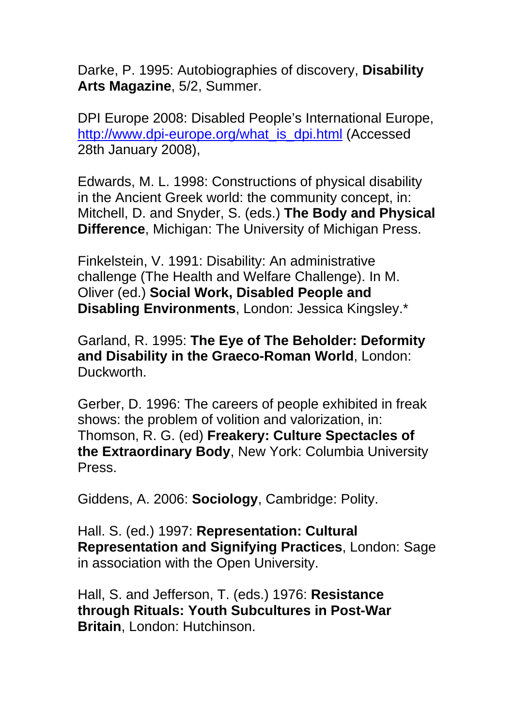Darke, P. 1995: Autobiographies of discovery, **Disability Arts Magazine**, 5/2, Summer.

DPI Europe 2008: Disabled People's International Europe, [http://www.dpi-europe.org/what_is_dpi.html](http://www.dpi-europe.org/what_is_dpi.html) (Accessed 28th January 2008),

Edwards, M. L. 1998: Constructions of physical disability in the Ancient Greek world: the community concept, in: Mitchell, D. and Snyder, S. (eds.) **The Body and Physical Difference**, Michigan: The University of Michigan Press.

Finkelstein, V. 1991: Disability: An administrative challenge (The Health and Welfare Challenge). In M. Oliver (ed.) **Social Work, Disabled People and Disabling Environments**, London: Jessica Kingsley.*

Garland, R. 1995: **The Eye of The Beholder: Deformity and Disability in the Graeco-Roman World**, London: Duckworth.

Gerber, D. 1996: The careers of people exhibited in freak shows: the problem of volition and valorization, in: Thomson, R. G. (ed) **Freakery: Culture Spectacles of the Extraordinary Body**, New York: Columbia University Press.

Giddens, A. 2006: **Sociology**, Cambridge: Polity.

Hall. S. (ed.) 1997: **Representation: Cultural Representation and Signifying Practices**, London: Sage in association with the Open University.

Hall, S. and Jefferson, T. (eds.) 1976: **Resistance through Rituals: Youth Subcultures in Post-War Britain**, London: Hutchinson.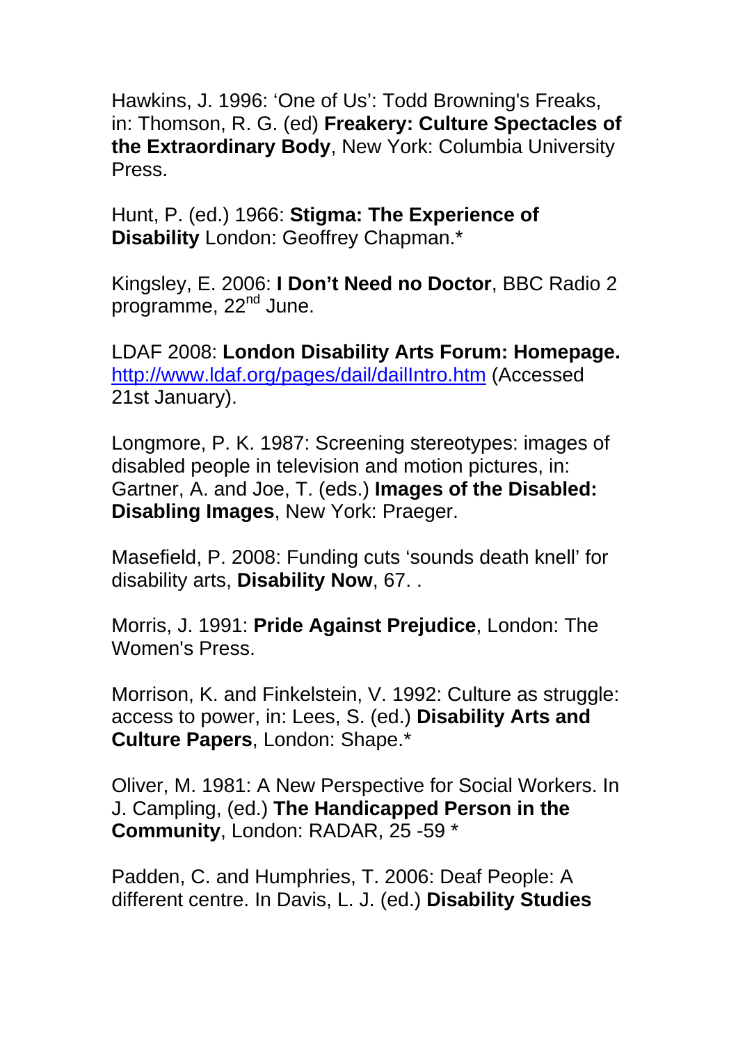Hawkins, J. 1996: 'One of Us': Todd Browning's Freaks, in: Thomson, R. G. (ed) **Freakery: Culture Spectacles of the Extraordinary Body**, New York: Columbia University Press.

Hunt, P. (ed.) 1966: **Stigma: The Experience of Disability** London: Geoffrey Chapman.*

Kingsley, E. 2006: **I Don't Need no Doctor**, BBC Radio 2 programme, 22nd June.

LDAF 2008: **London Disability Arts Forum: Homepage.** http://www.ldaf.org/pages/dail/dailIntro.htm (Accessed 21st January).

Longmore, P. K. 1987: Screening stereotypes: images of disabled people in television and motion pictures, in: Gartner, A. and Joe, T. (eds.) **Images of the Disabled: Disabling Images**, New York: Praeger.

Masefield, P. 2008: Funding cuts 'sounds death knell' for disability arts, **Disability Now**, 67. .

Morris, J. 1991: **Pride Against Prejudice**, London: The Women's Press.

Morrison, K. and Finkelstein, V. 1992: Culture as struggle: access to power, in: Lees, S. (ed.) **Disability Arts and Culture Papers**, London: Shape.*

Oliver, M. 1981: A New Perspective for Social Workers. In J. Campling, (ed.) **The Handicapped Person in the Community**, London: RADAR, 25 -59 *

Padden, C. and Humphries, T. 2006: Deaf People: A different centre. In Davis, L. J. (ed.) **Disability Studies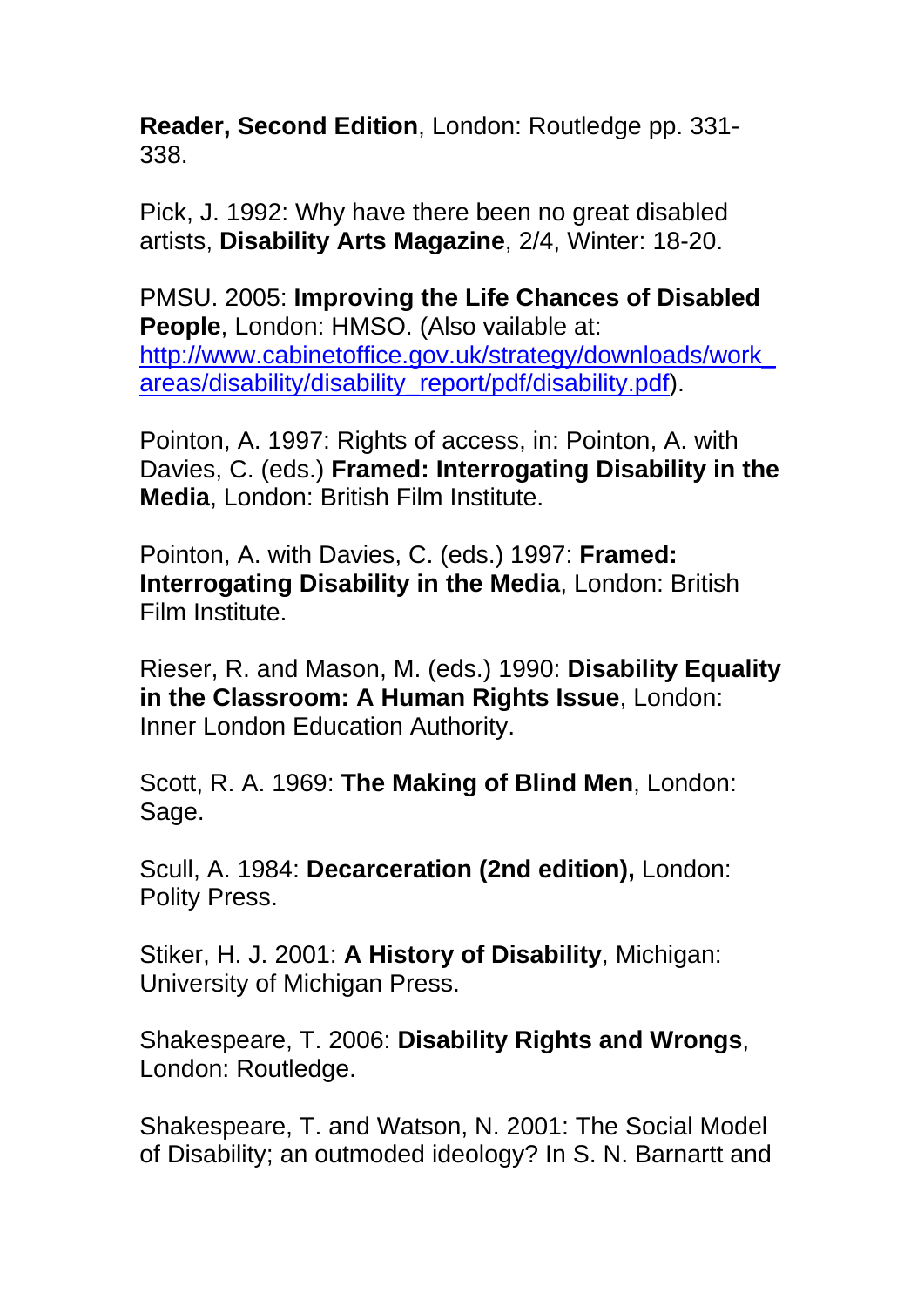**Reader, Second Edition**, London: Routledge pp. 331-338.

Pick, J. 1992: Why have there been no great disabled artists, **Disability Arts Magazine**, 2/4, Winter: 18-20.

PMSU. 2005: **Improving the Life Chances of Disabled People**, London: HMSO. (Also vailable at: [http://www.cabinetoffice.gov.uk/strategy/downloads/work_areas/disability/disability_report/pdf/disability.pdf](http://www.cabinetoffice.gov.uk/strategy/downloads/work_areas/disability/disability_report/pdf/disability.pdf)).

Pointon, A. 1997: Rights of access, in: Pointon, A. with Davies, C. (eds.) **Framed: Interrogating Disability in the Media**, London: British Film Institute.

Pointon, A. with Davies, C. (eds.) 1997: **Framed: Interrogating Disability in the Media**, London: British Film Institute.

Rieser, R. and Mason, M. (eds.) 1990: **Disability Equality in the Classroom: A Human Rights Issue**, London: Inner London Education Authority.

Scott, R. A. 1969: **The Making of Blind Men**, London: Sage.

Scull, A. 1984: **Decarceration (2nd edition),** London: Polity Press.

Stiker, H. J. 2001: **A History of Disability**, Michigan: University of Michigan Press.

Shakespeare, T. 2006: **Disability Rights and Wrongs**, London: Routledge.

Shakespeare, T. and Watson, N. 2001: The Social Model of Disability; an outmoded ideology? In S. N. Barnartt and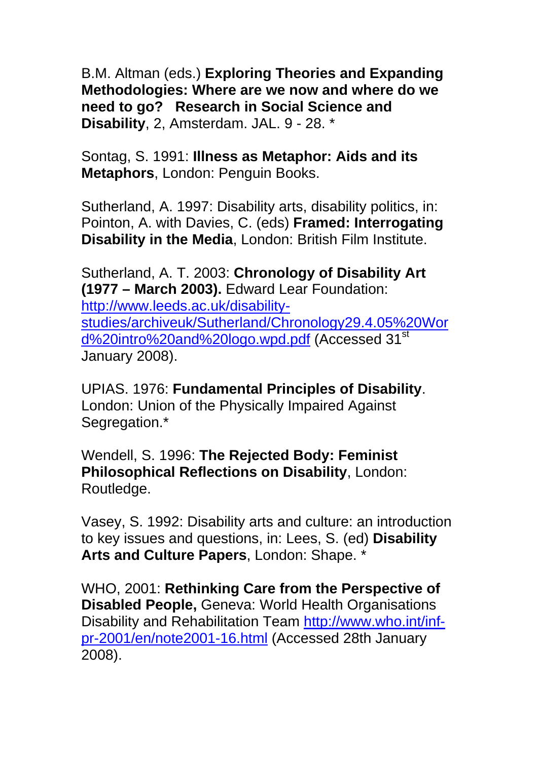B.M. Altman (eds.) **Exploring Theories and Expanding Methodologies: Where are we now and where do we need to go? Research in Social Science and Disability**, 2, Amsterdam. JAL. 9 - 28. *

Sontag, S. 1991: **Illness as Metaphor: Aids and its Metaphors**, London: Penguin Books.

Sutherland, A. 1997: Disability arts, disability politics, in: Pointon, A. with Davies, C. (eds) **Framed: Interrogating Disability in the Media**, London: British Film Institute.

Sutherland, A. T. 2003: **Chronology of Disability Art (1977 – March 2003).** Edward Lear Foundation: [http://www.leeds.ac.uk/disability-studies/archiveuk/Sutherland/Chronology29.4.05%20Word%20intro%20and%20logo.wpd.pdf](http://www.leeds.ac.uk/disability-studies/archiveuk/Sutherland/Chronology29.4.05%20Word%20intro%20and%20logo.wpd.pdf) (Accessed 31st January 2008).

UPIAS. 1976: **Fundamental Principles of Disability**. London: Union of the Physically Impaired Against Segregation.*

Wendell, S. 1996: **The Rejected Body: Feminist Philosophical Reflections on Disability**, London: Routledge.

Vasey, S. 1992: Disability arts and culture: an introduction to key issues and questions, in: Lees, S. (ed) **Disability Arts and Culture Papers**, London: Shape. *

WHO, 2001: **Rethinking Care from the Perspective of Disabled People,** Geneva: World Health Organisations Disability and Rehabilitation Team [http://www.who.int/inf-pr-2001/en/note2001-16.html](http://www.who.int/inf-pr-2001/en/note2001-16.html) (Accessed 28th January 2008).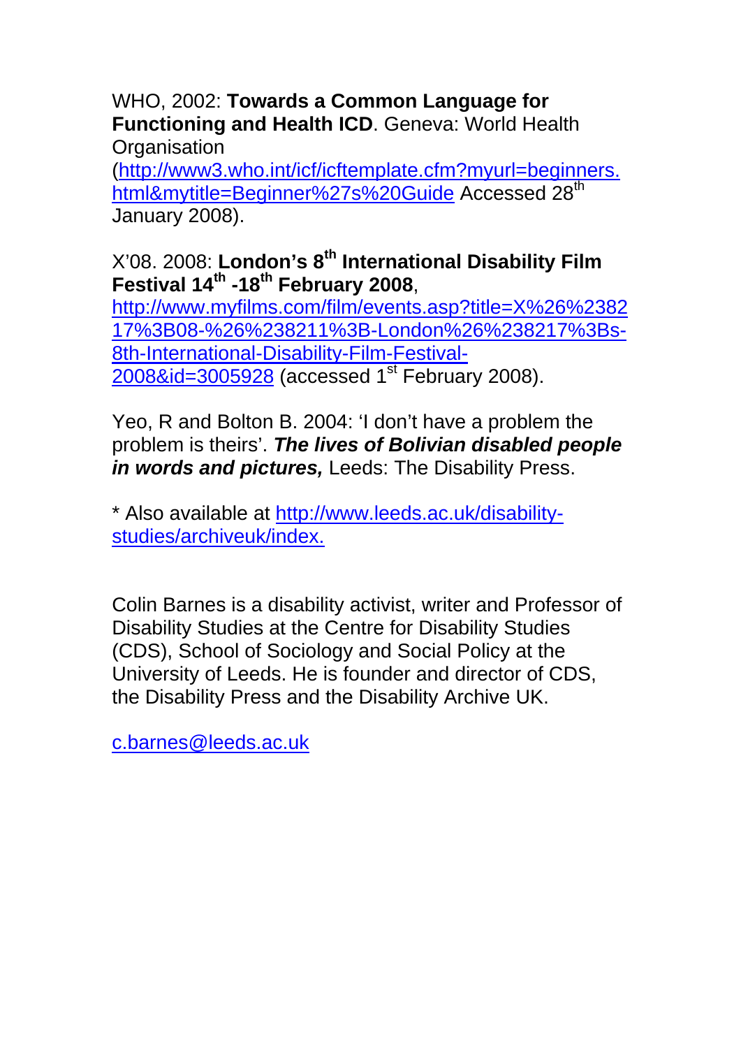WHO, 2002: **Towards a Common Language for Functioning and Health ICD**. Geneva: World Health Organisation (http://www3.who.int/icf/icftemplate.cfm?myurl=beginners.html&mytitle=Beginner%27s%20Guide Accessed 28th January 2008).

X'08. 2008: **London's 8th International Disability Film Festival 14th -18th February 2008**, http://www.myfilms.com/film/events.asp?title=X%26%238217%3B08-%26%238211%3B-London%26%238217%3Bs-8th-International-Disability-Film-Festival-2008&id=3005928 (accessed 1st February 2008).

Yeo, R and Bolton B. 2004: 'I don't have a problem the problem is theirs'. ***The lives of Bolivian disabled people in words and pictures,*** Leeds: The Disability Press.

* Also available at http://www.leeds.ac.uk/disability-studies/archiveuk/index.

Colin Barnes is a disability activist, writer and Professor of Disability Studies at the Centre for Disability Studies (CDS), School of Sociology and Social Policy at the University of Leeds. He is founder and director of CDS, the Disability Press and the Disability Archive UK.

c.barnes@leeds.ac.uk